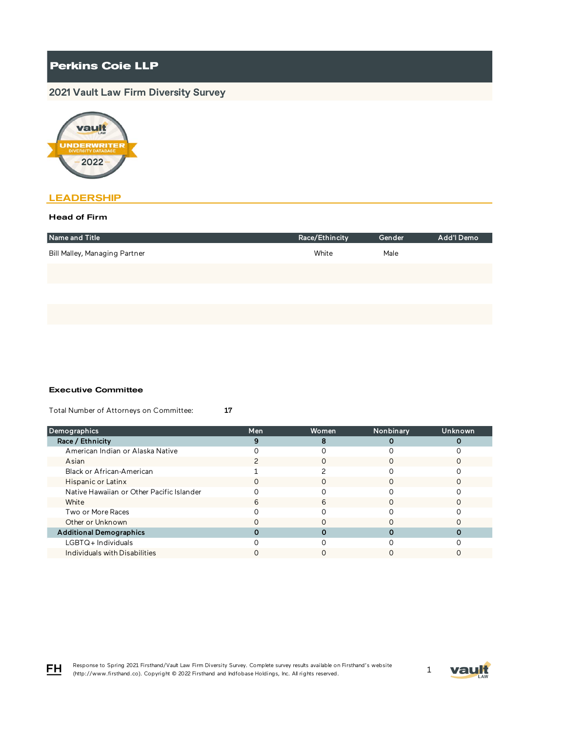# Perkins Coie LLP

## 2021 Vault Law Firm Diversity Survey

## LEADERSHIP

### Head of Firm

| Name and Title | Race/Ethincity | Gender | Add'l Demo |
|---|---|---|---|
| Bill Malley, Managing Partner | White | Male | |

### Executive Committee

Total Number of Attorneys on Committee: **17**

| Demographics | Men | Women | Nonbinary | Unknown |
|---|---|---|---|---|
| **Race / Ethnicity** | **9** | **8** | **0** | **0** |
| American Indian or Alaska Native | 0 | 0 | 0 | 0 |
| Asian | 2 | 0 | 0 | 0 |
| Black or African-American | 1 | 2 | 0 | 0 |
| Hispanic or Latinx | 0 | 0 | 0 | 0 |
| Native Hawaiian or Other Pacific Islander | 0 | 0 | 0 | 0 |
| White | 6 | 6 | 0 | 0 |
| Two or More Races | 0 | 0 | 0 | 0 |
| Other or Unknown | 0 | 0 | 0 | 0 |
| **Additional Demographics** | **0** | **0** | **0** | **0** |
| LGBTQ+ Individuals | 0 | 0 | 0 | 0 |
| Individuals with Disabilities | 0 | 0 | 0 | 0 |

Response to Spring 2021 Firsthand/Vault Law Firm Diversity Survey. Complete survey results available on Firsthand's website (http://www.firsthand.co). Copyright © 2022 Firsthand and Indfobase Holdings, Inc. All rights reserved.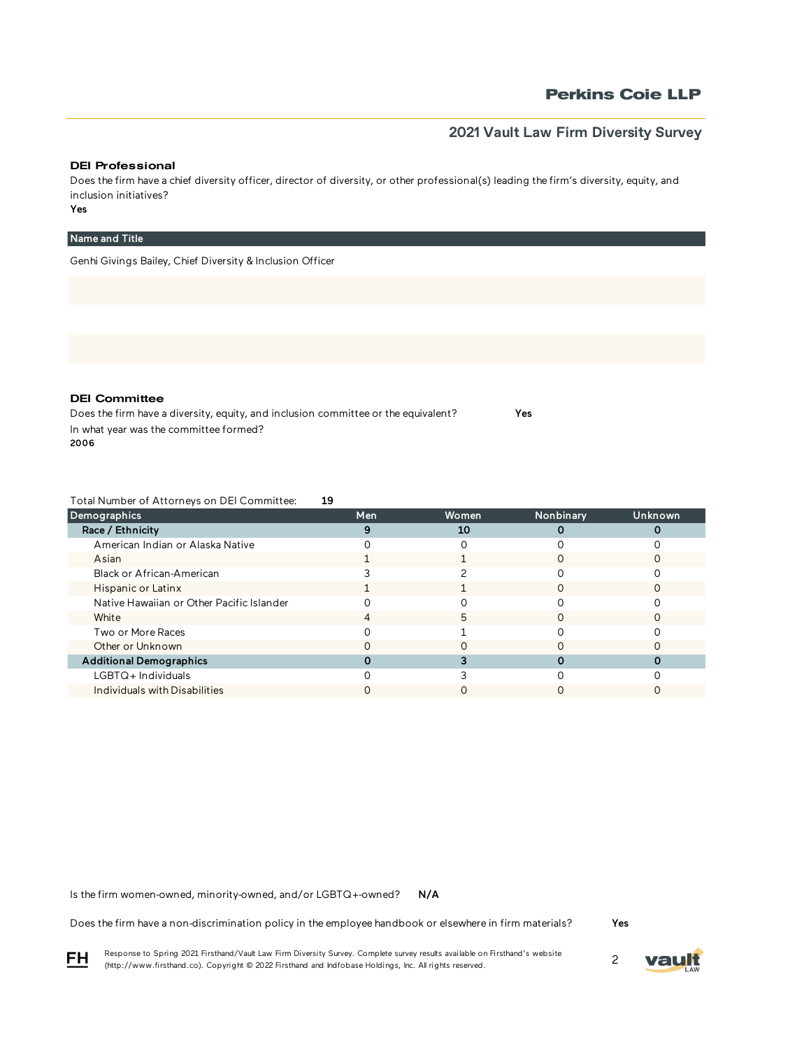### DEI Professional

Does the firm have a chief diversity officer, director of diversity, or other professional(s) leading the firm's diversity, equity, and inclusion initiatives?

**Yes**

| Name and Title |
| --- |
| Genhi Givings Bailey, Chief Diversity & Inclusion Officer |

### DEI Committee

Does the firm have a diversity, equity, and inclusion committee or the equivalent? **Yes**

In what year was the committee formed?

**2006**

Total Number of Attorneys on DEI Committee: **19**

| Demographics | Men | Women | Nonbinary | Unknown |
| --- | --- | --- | --- | --- |
| **Race / Ethnicity** | **9** | **10** | **0** | **0** |
| American Indian or Alaska Native | 0 | 0 | 0 | 0 |
| Asian | 1 | 1 | 0 | 0 |
| Black or African-American | 3 | 2 | 0 | 0 |
| Hispanic or Latinx | 1 | 1 | 0 | 0 |
| Native Hawaiian or Other Pacific Islander | 0 | 0 | 0 | 0 |
| White | 4 | 5 | 0 | 0 |
| Two or More Races | 0 | 1 | 0 | 0 |
| Other or Unknown | 0 | 0 | 0 | 0 |
| **Additional Demographics** | **0** | **3** | **0** | **0** |
| LGBTQ+ Individuals | 0 | 3 | 0 | 0 |
| Individuals with Disabilities | 0 | 0 | 0 | 0 |

Is the firm women-owned, minority-owned, and/or LGBTQ+-owned? **N/A**

Does the firm have a non-discrimination policy in the employee handbook or elsewhere in firm materials? **Yes**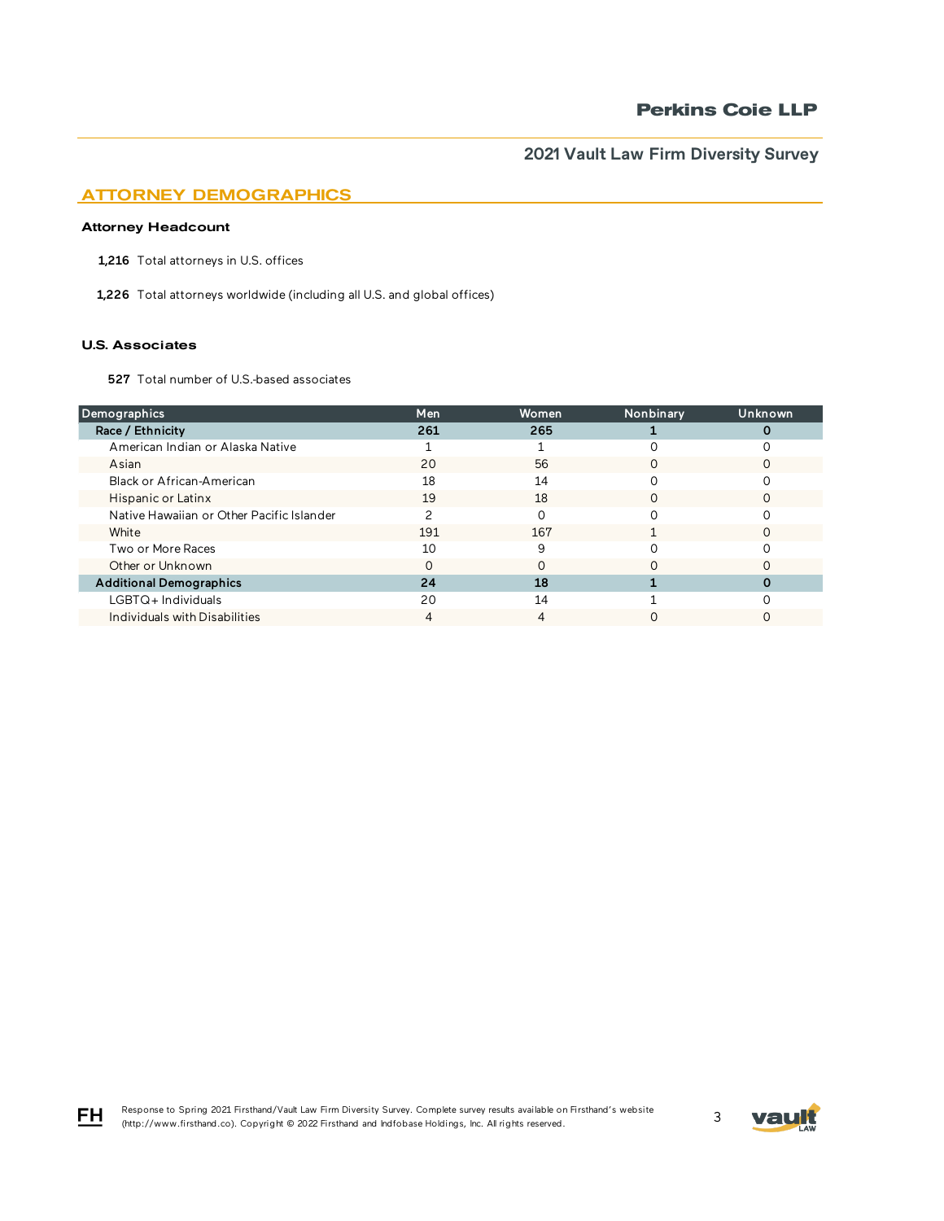## ATTORNEY DEMOGRAPHICS

### Attorney Headcount

**1,216** Total attorneys in U.S. offices

**1,226** Total attorneys worldwide (including all U.S. and global offices)

### U.S. Associates

**527** Total number of U.S.-based associates

| Demographics | Men | Women | Nonbinary | Unknown |
|---|---|---|---|---|
| **Race / Ethnicity** | **261** | **265** | **1** | **0** |
| American Indian or Alaska Native | 1 | 1 | 0 | 0 |
| Asian | 20 | 56 | 0 | 0 |
| Black or African-American | 18 | 14 | 0 | 0 |
| Hispanic or Latinx | 19 | 18 | 0 | 0 |
| Native Hawaiian or Other Pacific Islander | 2 | 0 | 0 | 0 |
| White | 191 | 167 | 1 | 0 |
| Two or More Races | 10 | 9 | 0 | 0 |
| Other or Unknown | 0 | 0 | 0 | 0 |
| **Additional Demographics** | **24** | **18** | **1** | **0** |
| LGBTQ+ Individuals | 20 | 14 | 1 | 0 |
| Individuals with Disabilities | 4 | 4 | 0 | 0 |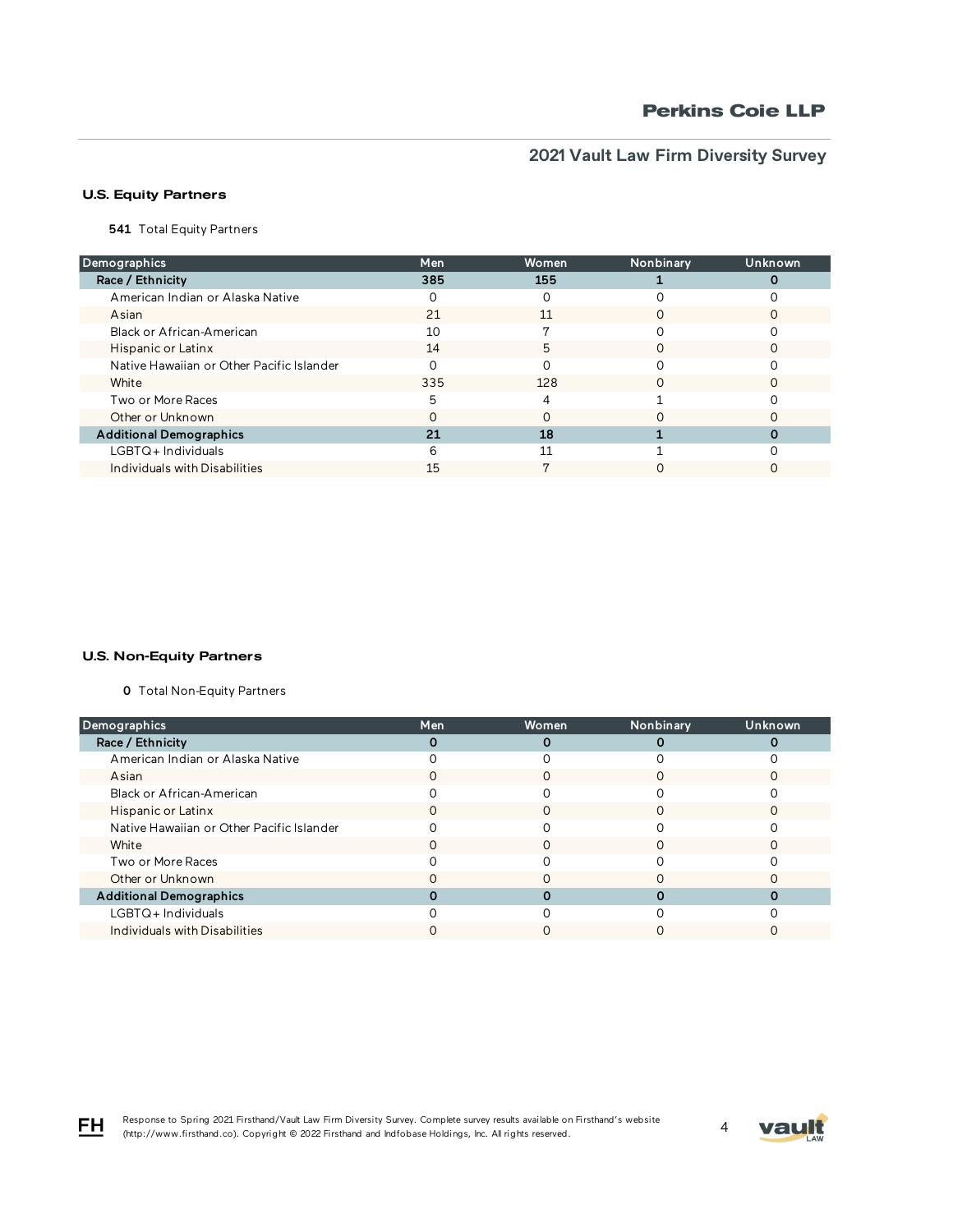## U.S. Equity Partners

**541** Total Equity Partners

| Demographics | Men | Women | Nonbinary | Unknown |
|---|---|---|---|---|
| **Race / Ethnicity** | **385** | **155** | **1** | **0** |
| American Indian or Alaska Native | 0 | 0 | 0 | 0 |
| Asian | 21 | 11 | 0 | 0 |
| Black or African-American | 10 | 7 | 0 | 0 |
| Hispanic or Latinx | 14 | 5 | 0 | 0 |
| Native Hawaiian or Other Pacific Islander | 0 | 0 | 0 | 0 |
| White | 335 | 128 | 0 | 0 |
| Two or More Races | 5 | 4 | 1 | 0 |
| Other or Unknown | 0 | 0 | 0 | 0 |
| **Additional Demographics** | **21** | **18** | **1** | **0** |
| LGBTQ+ Individuals | 6 | 11 | 1 | 0 |
| Individuals with Disabilities | 15 | 7 | 0 | 0 |

## U.S. Non-Equity Partners

**0** Total Non-Equity Partners

| Demographics | Men | Women | Nonbinary | Unknown |
|---|---|---|---|---|
| **Race / Ethnicity** | **0** | **0** | **0** | **0** |
| American Indian or Alaska Native | 0 | 0 | 0 | 0 |
| Asian | 0 | 0 | 0 | 0 |
| Black or African-American | 0 | 0 | 0 | 0 |
| Hispanic or Latinx | 0 | 0 | 0 | 0 |
| Native Hawaiian or Other Pacific Islander | 0 | 0 | 0 | 0 |
| White | 0 | 0 | 0 | 0 |
| Two or More Races | 0 | 0 | 0 | 0 |
| Other or Unknown | 0 | 0 | 0 | 0 |
| **Additional Demographics** | **0** | **0** | **0** | **0** |
| LGBTQ+ Individuals | 0 | 0 | 0 | 0 |
| Individuals with Disabilities | 0 | 0 | 0 | 0 |

Response to Spring 2021 Firsthand/Vault Law Firm Diversity Survey. Complete survey results available on Firsthand's website (http://www.firsthand.co). Copyright © 2022 Firsthand and Indfobase Holdings, Inc. All rights reserved.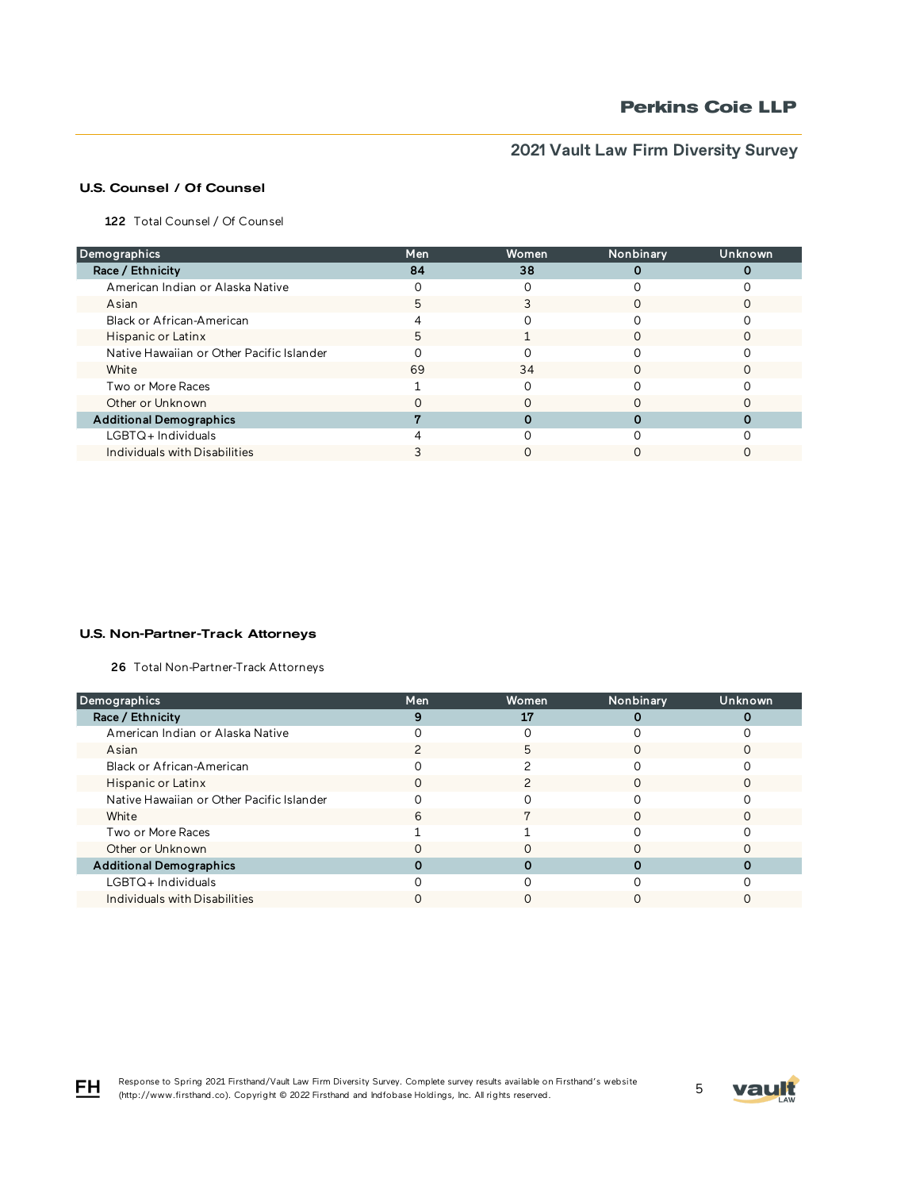## U.S. Counsel / Of Counsel

**122** Total Counsel / Of Counsel

| Demographics | Men | Women | Nonbinary | Unknown |
|---|---|---|---|---|
| **Race / Ethnicity** | **84** | **38** | **0** | **0** |
| American Indian or Alaska Native | 0 | 0 | 0 | 0 |
| Asian | 5 | 3 | 0 | 0 |
| Black or African-American | 4 | 0 | 0 | 0 |
| Hispanic or Latinx | 5 | 1 | 0 | 0 |
| Native Hawaiian or Other Pacific Islander | 0 | 0 | 0 | 0 |
| White | 69 | 34 | 0 | 0 |
| Two or More Races | 1 | 0 | 0 | 0 |
| Other or Unknown | 0 | 0 | 0 | 0 |
| **Additional Demographics** | **7** | **0** | **0** | **0** |
| LGBTQ+ Individuals | 4 | 0 | 0 | 0 |
| Individuals with Disabilities | 3 | 0 | 0 | 0 |

## U.S. Non-Partner-Track Attorneys

**26** Total Non-Partner-Track Attorneys

| Demographics | Men | Women | Nonbinary | Unknown |
|---|---|---|---|---|
| **Race / Ethnicity** | **9** | **17** | **0** | **0** |
| American Indian or Alaska Native | 0 | 0 | 0 | 0 |
| Asian | 2 | 5 | 0 | 0 |
| Black or African-American | 0 | 2 | 0 | 0 |
| Hispanic or Latinx | 0 | 2 | 0 | 0 |
| Native Hawaiian or Other Pacific Islander | 0 | 0 | 0 | 0 |
| White | 6 | 7 | 0 | 0 |
| Two or More Races | 1 | 1 | 0 | 0 |
| Other or Unknown | 0 | 0 | 0 | 0 |
| **Additional Demographics** | **0** | **0** | **0** | **0** |
| LGBTQ+ Individuals | 0 | 0 | 0 | 0 |
| Individuals with Disabilities | 0 | 0 | 0 | 0 |

Response to Spring 2021 Firsthand/Vault Law Firm Diversity Survey. Complete survey results available on Firsthand's website (http://www.firsthand.co). Copyright © 2022 Firsthand and Indfobase Holdings, Inc. All rights reserved.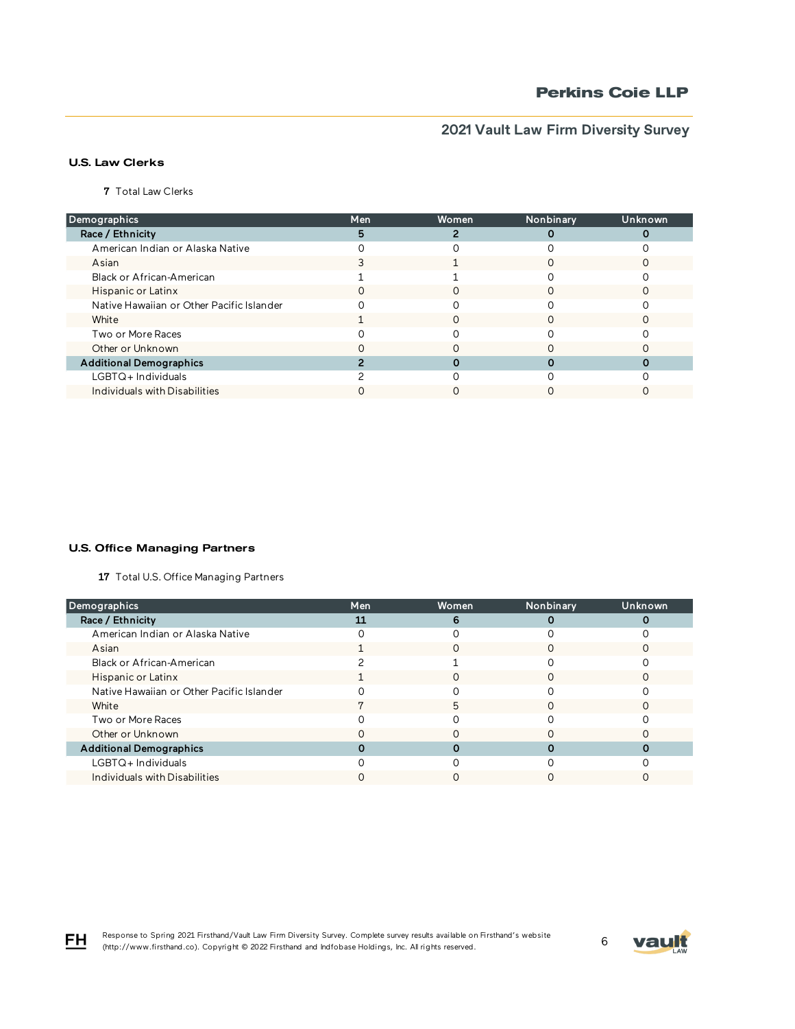## U.S. Law Clerks

**7** Total Law Clerks

| Demographics | Men | Women | Nonbinary | Unknown |
|---|---|---|---|---|
| **Race / Ethnicity** | **5** | **2** | **0** | **0** |
| American Indian or Alaska Native | 0 | 0 | 0 | 0 |
| Asian | 3 | 1 | 0 | 0 |
| Black or African-American | 1 | 1 | 0 | 0 |
| Hispanic or Latinx | 0 | 0 | 0 | 0 |
| Native Hawaiian or Other Pacific Islander | 0 | 0 | 0 | 0 |
| White | 1 | 0 | 0 | 0 |
| Two or More Races | 0 | 0 | 0 | 0 |
| Other or Unknown | 0 | 0 | 0 | 0 |
| **Additional Demographics** | **2** | **0** | **0** | **0** |
| LGBTQ+ Individuals | 2 | 0 | 0 | 0 |
| Individuals with Disabilities | 0 | 0 | 0 | 0 |

## U.S. Office Managing Partners

**17** Total U.S. Office Managing Partners

| Demographics | Men | Women | Nonbinary | Unknown |
|---|---|---|---|---|
| **Race / Ethnicity** | **11** | **6** | **0** | **0** |
| American Indian or Alaska Native | 0 | 0 | 0 | 0 |
| Asian | 1 | 0 | 0 | 0 |
| Black or African-American | 2 | 1 | 0 | 0 |
| Hispanic or Latinx | 1 | 0 | 0 | 0 |
| Native Hawaiian or Other Pacific Islander | 0 | 0 | 0 | 0 |
| White | 7 | 5 | 0 | 0 |
| Two or More Races | 0 | 0 | 0 | 0 |
| Other or Unknown | 0 | 0 | 0 | 0 |
| **Additional Demographics** | **0** | **0** | **0** | **0** |
| LGBTQ+ Individuals | 0 | 0 | 0 | 0 |
| Individuals with Disabilities | 0 | 0 | 0 | 0 |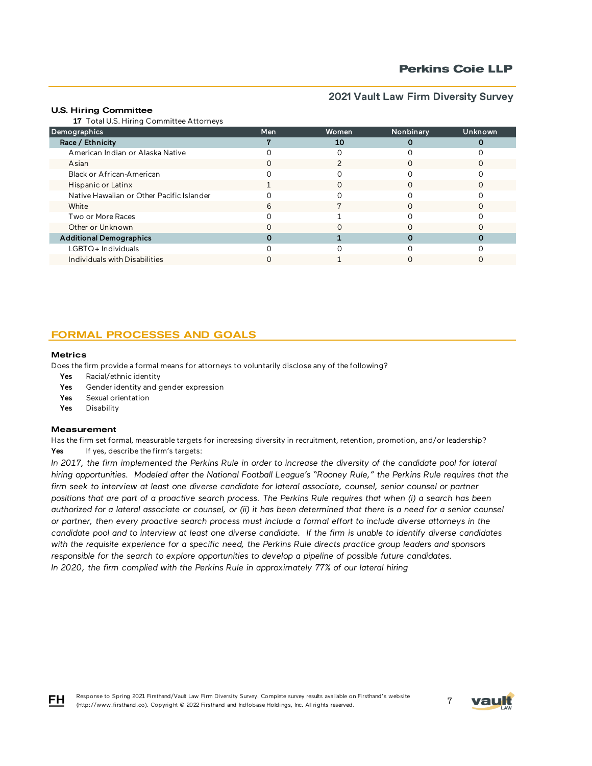### U.S. Hiring Committee

**17** Total U.S. Hiring Committee Attorneys

| Demographics | Men | Women | Nonbinary | Unknown |
|---|---|---|---|---|
| **Race / Ethnicity** | **7** | **10** | **0** | **0** |
| American Indian or Alaska Native | 0 | 0 | 0 | 0 |
| Asian | 0 | 2 | 0 | 0 |
| Black or African-American | 0 | 0 | 0 | 0 |
| Hispanic or Latinx | 1 | 0 | 0 | 0 |
| Native Hawaiian or Other Pacific Islander | 0 | 0 | 0 | 0 |
| White | 6 | 7 | 0 | 0 |
| Two or More Races | 0 | 1 | 0 | 0 |
| Other or Unknown | 0 | 0 | 0 | 0 |
| **Additional Demographics** | **0** | **1** | **0** | **0** |
| LGBTQ+ Individuals | 0 | 0 | 0 | 0 |
| Individuals with Disabilities | 0 | 1 | 0 | 0 |

## FORMAL PROCESSES AND GOALS

### Metrics

Does the firm provide a formal means for attorneys to voluntarily disclose any of the following?

- **Yes** Racial/ethnic identity
- **Yes** Gender identity and gender expression
- **Yes** Sexual orientation
- **Yes** Disability

### Measurement

Has the firm set formal, measurable targets for increasing diversity in recruitment, retention, promotion, and/or leadership?

**Yes** If yes, describe the firm's targets:

*In 2017, the firm implemented the Perkins Rule in order to increase the diversity of the candidate pool for lateral hiring opportunities. Modeled after the National Football League's "Rooney Rule," the Perkins Rule requires that the firm seek to interview at least one diverse candidate for lateral associate, counsel, senior counsel or partner positions that are part of a proactive search process. The Perkins Rule requires that when (i) a search has been authorized for a lateral associate or counsel, or (ii) it has been determined that there is a need for a senior counsel or partner, then every proactive search process must include a formal effort to include diverse attorneys in the candidate pool and to interview at least one diverse candidate. If the firm is unable to identify diverse candidates with the requisite experience for a specific need, the Perkins Rule directs practice group leaders and sponsors responsible for the search to explore opportunities to develop a pipeline of possible future candidates.*

*In 2020, the firm complied with the Perkins Rule in approximately 77% of our lateral hiring*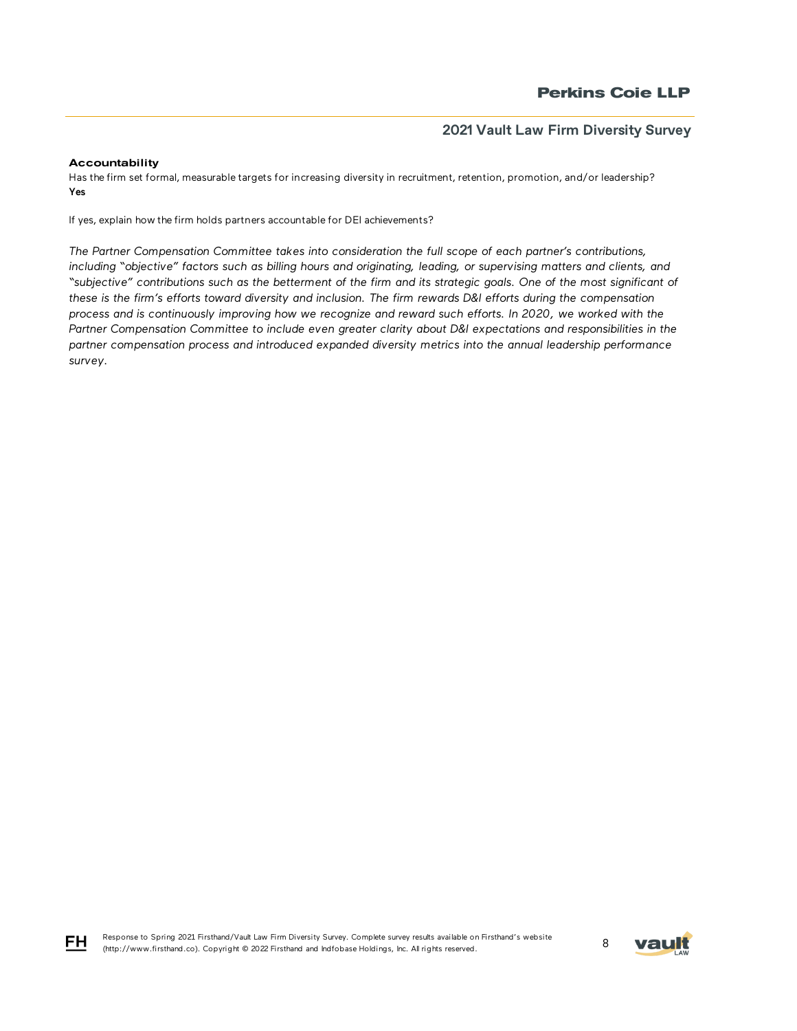### Accountability

Has the firm set formal, measurable targets for increasing diversity in recruitment, retention, promotion, and/or leadership?
**Yes**

If yes, explain how the firm holds partners accountable for DEI achievements?

*The Partner Compensation Committee takes into consideration the full scope of each partner's contributions, including "objective" factors such as billing hours and originating, leading, or supervising matters and clients, and "subjective" contributions such as the betterment of the firm and its strategic goals. One of the most significant of these is the firm's efforts toward diversity and inclusion. The firm rewards D&I efforts during the compensation process and is continuously improving how we recognize and reward such efforts. In 2020, we worked with the Partner Compensation Committee to include even greater clarity about D&I expectations and responsibilities in the partner compensation process and introduced expanded diversity metrics into the annual leadership performance survey.*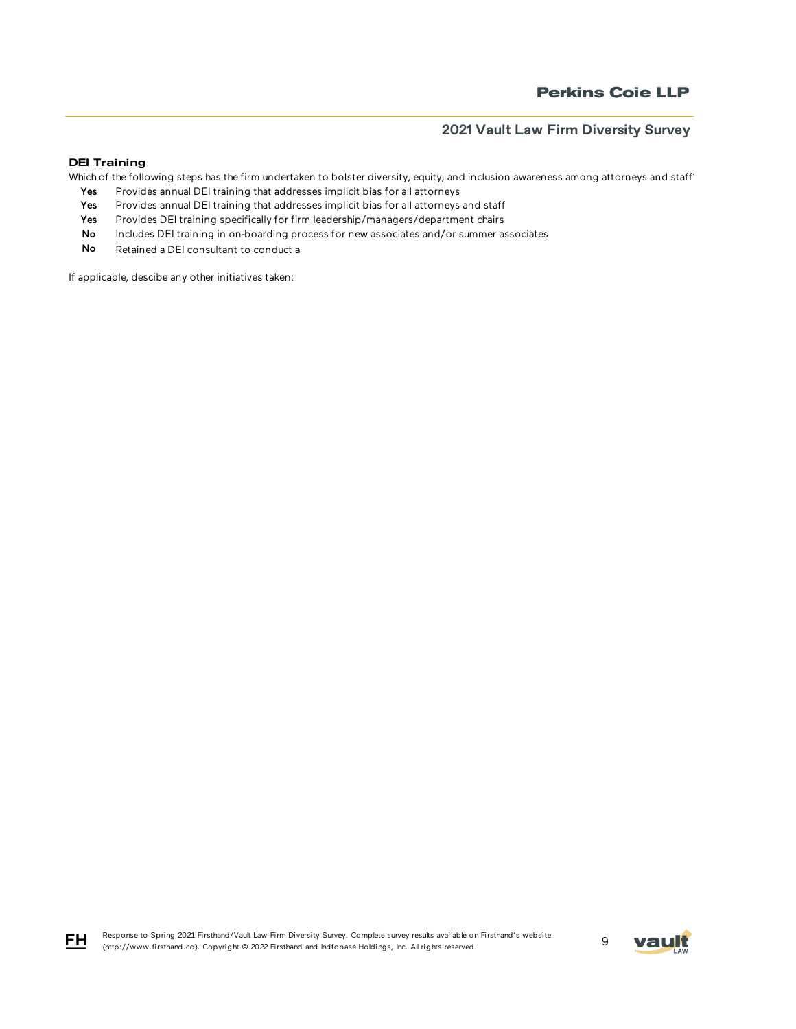### DEI Training

Which of the following steps has the firm undertaken to bolster diversity, equity, and inclusion awareness among attorneys and staff'

- **Yes** Provides annual DEI training that addresses implicit bias for all attorneys
- **Yes** Provides annual DEI training that addresses implicit bias for all attorneys and staff
- **Yes** Provides DEI training specifically for firm leadership/managers/department chairs
- **No** Includes DEI training in on-boarding process for new associates and/or summer associates
- **No** Retained a DEI consultant to conduct a

If applicable, descibe any other initiatives taken: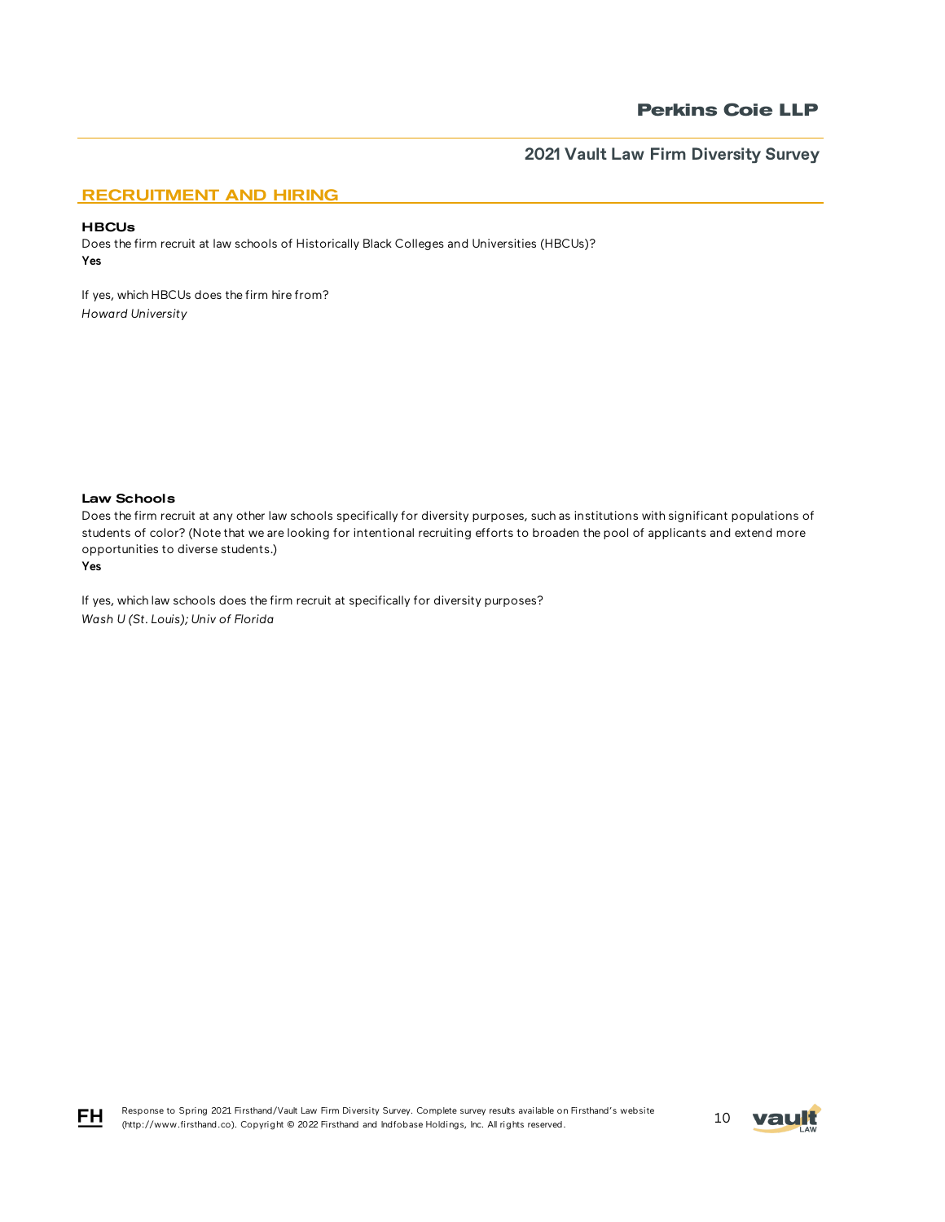## RECRUITMENT AND HIRING

### HBCUs

Does the firm recruit at law schools of Historically Black Colleges and Universities (HBCUs)?
**Yes**

If yes, which HBCUs does the firm hire from?
*Howard University*

### Law Schools

Does the firm recruit at any other law schools specifically for diversity purposes, such as institutions with significant populations of students of color? (Note that we are looking for intentional recruiting efforts to broaden the pool of applicants and extend more opportunities to diverse students.)
**Yes**

If yes, which law schools does the firm recruit at specifically for diversity purposes?
*Wash U (St. Louis); Univ of Florida*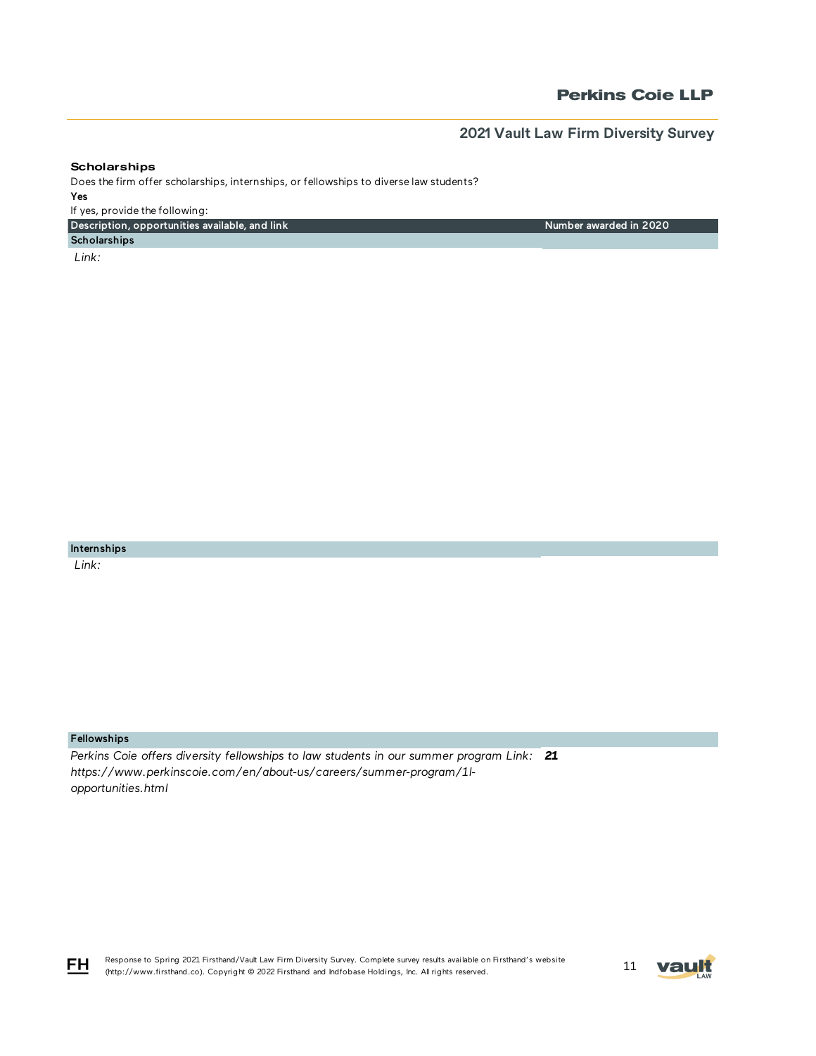### Scholarships

Does the firm offer scholarships, internships, or fellowships to diverse law students?

**Yes**

If yes, provide the following:

| Description, opportunities available, and link | Number awarded in 2020 |
|---|---|
| **Scholarships** | |
| *Link:* | |
| **Internships** | |
| *Link:* | |
| **Fellowships** | |
| *Perkins Coie offers diversity fellowships to law students in our summer program Link: https://www.perkinscoie.com/en/about-us/careers/summer-program/1l-opportunities.html* | ***21*** |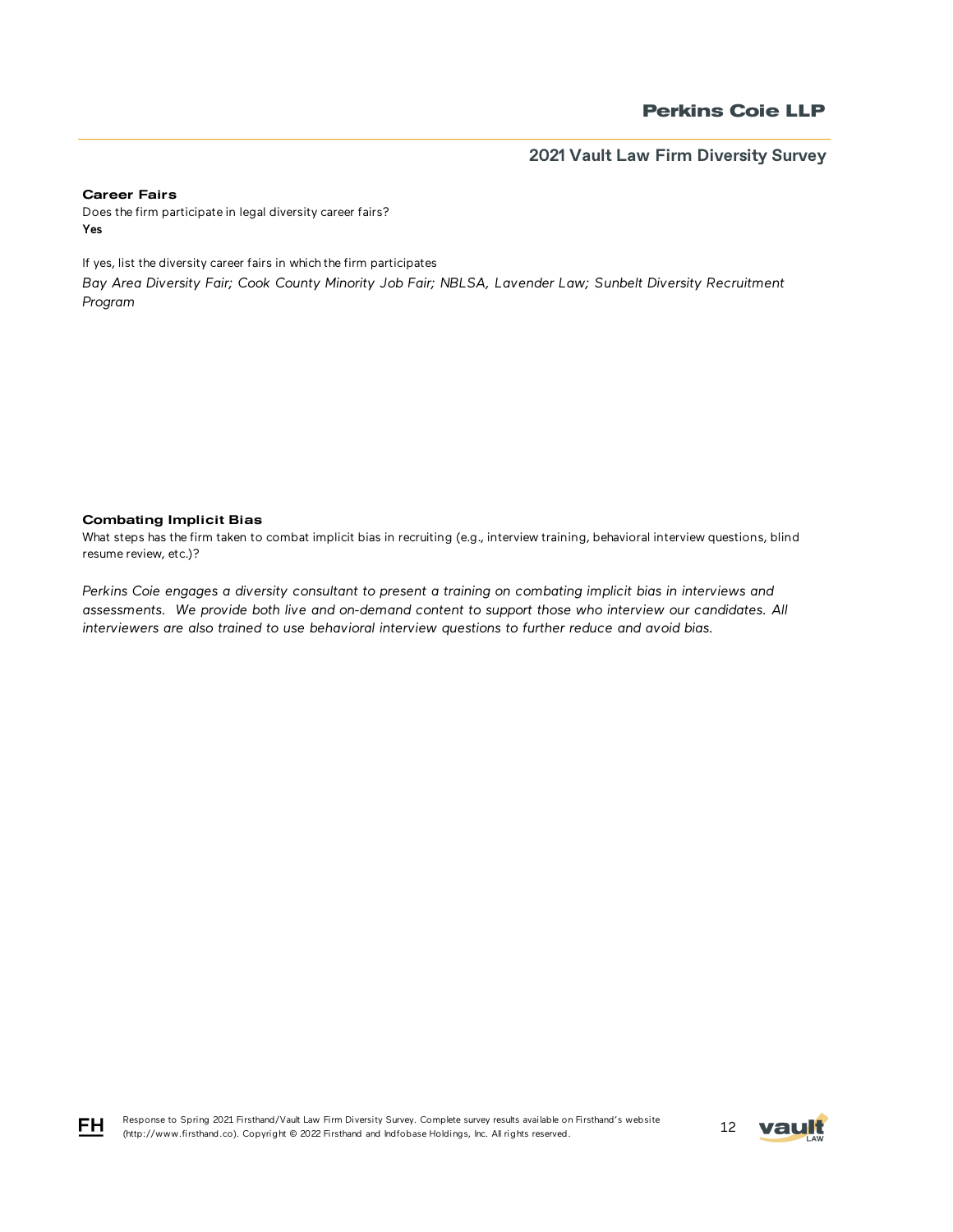### Career Fairs

Does the firm participate in legal diversity career fairs?
**Yes**

If yes, list the diversity career fairs in which the firm participates

*Bay Area Diversity Fair; Cook County Minority Job Fair; NBLSA, Lavender Law; Sunbelt Diversity Recruitment Program*

### Combating Implicit Bias

What steps has the firm taken to combat implicit bias in recruiting (e.g., interview training, behavioral interview questions, blind resume review, etc.)?

*Perkins Coie engages a diversity consultant to present a training on combating implicit bias in interviews and assessments. We provide both live and on-demand content to support those who interview our candidates. All interviewers are also trained to use behavioral interview questions to further reduce and avoid bias.*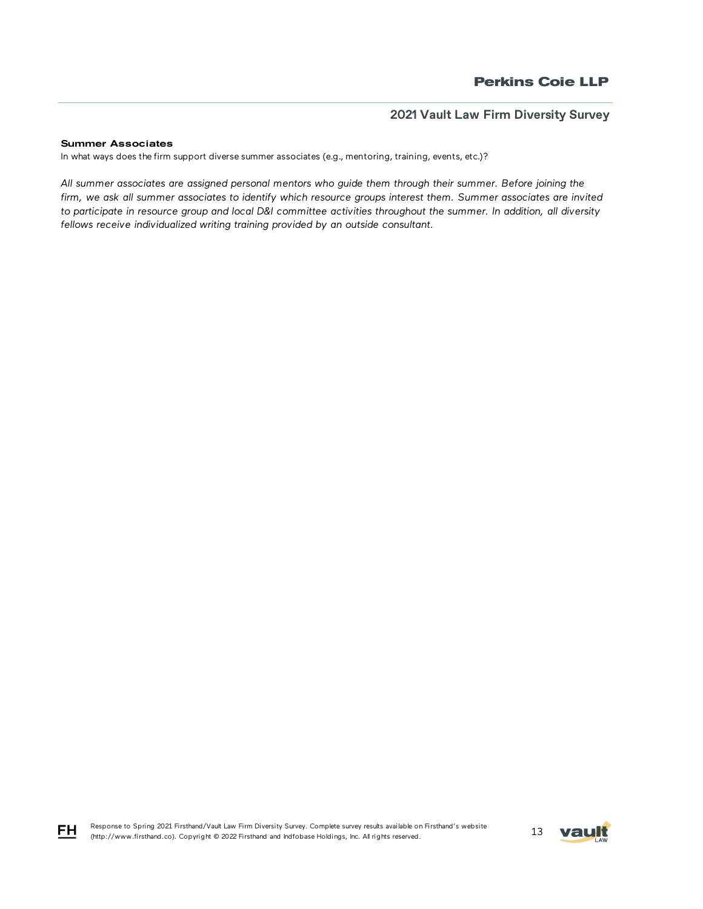**Summer Associates**

In what ways does the firm support diverse summer associates (e.g., mentoring, training, events, etc.)?

*All summer associates are assigned personal mentors who guide them through their summer. Before joining the firm, we ask all summer associates to identify which resource groups interest them. Summer associates are invited to participate in resource group and local D&I committee activities throughout the summer. In addition, all diversity fellows receive individualized writing training provided by an outside consultant.*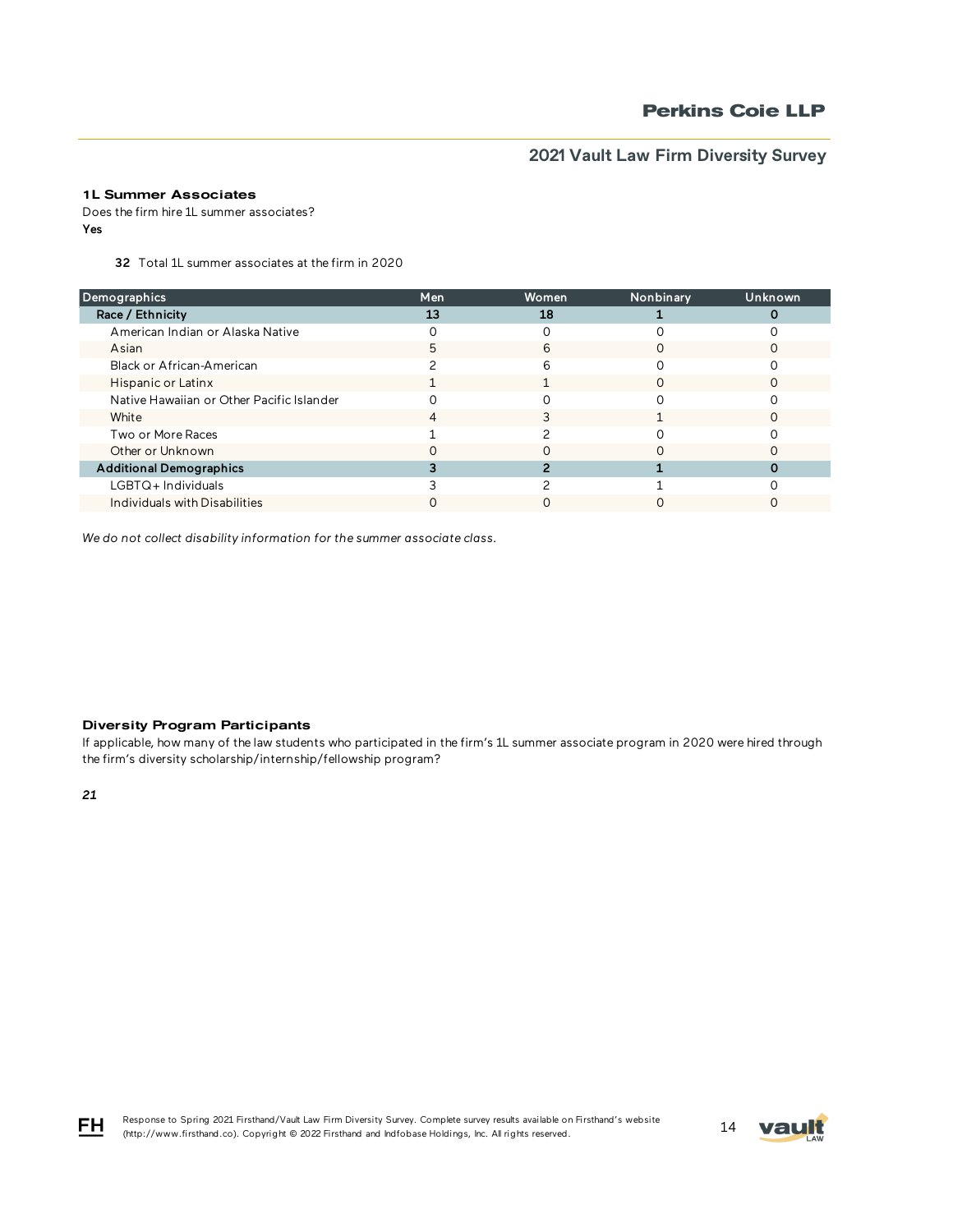### 1L Summer Associates

Does the firm hire 1L summer associates?

**Yes**

**32** Total 1L summer associates at the firm in 2020

| Demographics | Men | Women | Nonbinary | Unknown |
|---|---|---|---|---|
| **Race / Ethnicity** | **13** | **18** | **1** | **0** |
| American Indian or Alaska Native | 0 | 0 | 0 | 0 |
| Asian | 5 | 6 | 0 | 0 |
| Black or African-American | 2 | 6 | 0 | 0 |
| Hispanic or Latinx | 1 | 1 | 0 | 0 |
| Native Hawaiian or Other Pacific Islander | 0 | 0 | 0 | 0 |
| White | 4 | 3 | 1 | 0 |
| Two or More Races | 1 | 2 | 0 | 0 |
| Other or Unknown | 0 | 0 | 0 | 0 |
| **Additional Demographics** | **3** | **2** | **1** | **0** |
| LGBTQ+ Individuals | 3 | 2 | 1 | 0 |
| Individuals with Disabilities | 0 | 0 | 0 | 0 |

*We do not collect disability information for the summer associate class.*

### Diversity Program Participants

If applicable, how many of the law students who participated in the firm's 1L summer associate program in 2020 were hired through the firm's diversity scholarship/internship/fellowship program?

***21***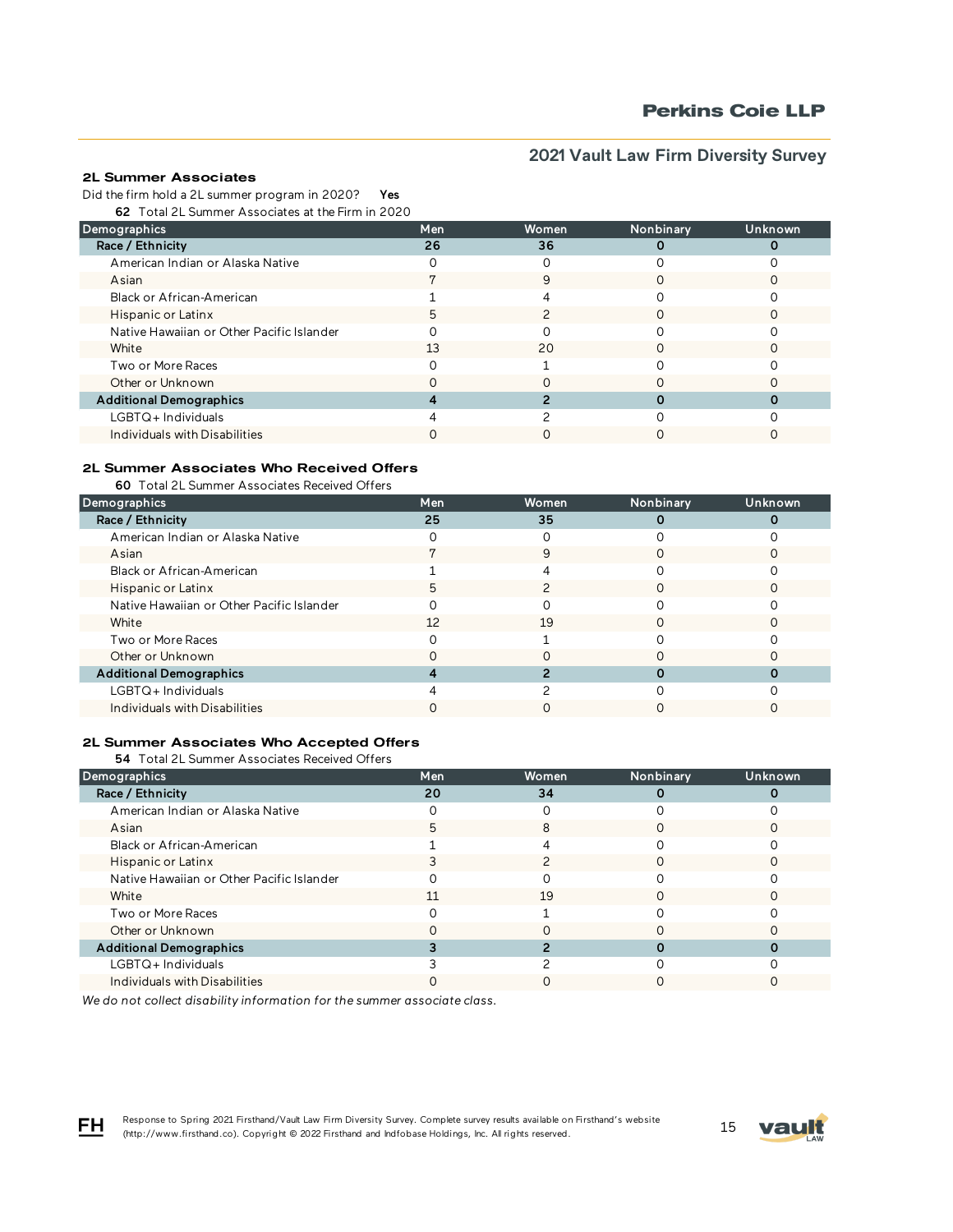### 2L Summer Associates

Did the firm hold a 2L summer program in 2020? **Yes**

**62** Total 2L Summer Associates at the Firm in 2020

| Demographics | Men | Women | Nonbinary | Unknown |
|---|---|---|---|---|
| **Race / Ethnicity** | **26** | **36** | **0** | **0** |
| American Indian or Alaska Native | 0 | 0 | 0 | 0 |
| Asian | 7 | 9 | 0 | 0 |
| Black or African-American | 1 | 4 | 0 | 0 |
| Hispanic or Latinx | 5 | 2 | 0 | 0 |
| Native Hawaiian or Other Pacific Islander | 0 | 0 | 0 | 0 |
| White | 13 | 20 | 0 | 0 |
| Two or More Races | 0 | 1 | 0 | 0 |
| Other or Unknown | 0 | 0 | 0 | 0 |
| **Additional Demographics** | **4** | **2** | **0** | **0** |
| LGBTQ+ Individuals | 4 | 2 | 0 | 0 |
| Individuals with Disabilities | 0 | 0 | 0 | 0 |

### 2L Summer Associates Who Received Offers

**60** Total 2L Summer Associates Received Offers

| Demographics | Men | Women | Nonbinary | Unknown |
|---|---|---|---|---|
| **Race / Ethnicity** | **25** | **35** | **0** | **0** |
| American Indian or Alaska Native | 0 | 0 | 0 | 0 |
| Asian | 7 | 9 | 0 | 0 |
| Black or African-American | 1 | 4 | 0 | 0 |
| Hispanic or Latinx | 5 | 2 | 0 | 0 |
| Native Hawaiian or Other Pacific Islander | 0 | 0 | 0 | 0 |
| White | 12 | 19 | 0 | 0 |
| Two or More Races | 0 | 1 | 0 | 0 |
| Other or Unknown | 0 | 0 | 0 | 0 |
| **Additional Demographics** | **4** | **2** | **0** | **0** |
| LGBTQ+ Individuals | 4 | 2 | 0 | 0 |
| Individuals with Disabilities | 0 | 0 | 0 | 0 |

### 2L Summer Associates Who Accepted Offers

**54** Total 2L Summer Associates Received Offers

| Demographics | Men | Women | Nonbinary | Unknown |
|---|---|---|---|---|
| **Race / Ethnicity** | **20** | **34** | **0** | **0** |
| American Indian or Alaska Native | 0 | 0 | 0 | 0 |
| Asian | 5 | 8 | 0 | 0 |
| Black or African-American | 1 | 4 | 0 | 0 |
| Hispanic or Latinx | 3 | 2 | 0 | 0 |
| Native Hawaiian or Other Pacific Islander | 0 | 0 | 0 | 0 |
| White | 11 | 19 | 0 | 0 |
| Two or More Races | 0 | 1 | 0 | 0 |
| Other or Unknown | 0 | 0 | 0 | 0 |
| **Additional Demographics** | **3** | **2** | **0** | **0** |
| LGBTQ+ Individuals | 3 | 2 | 0 | 0 |
| Individuals with Disabilities | 0 | 0 | 0 | 0 |

*We do not collect disability information for the summer associate class.*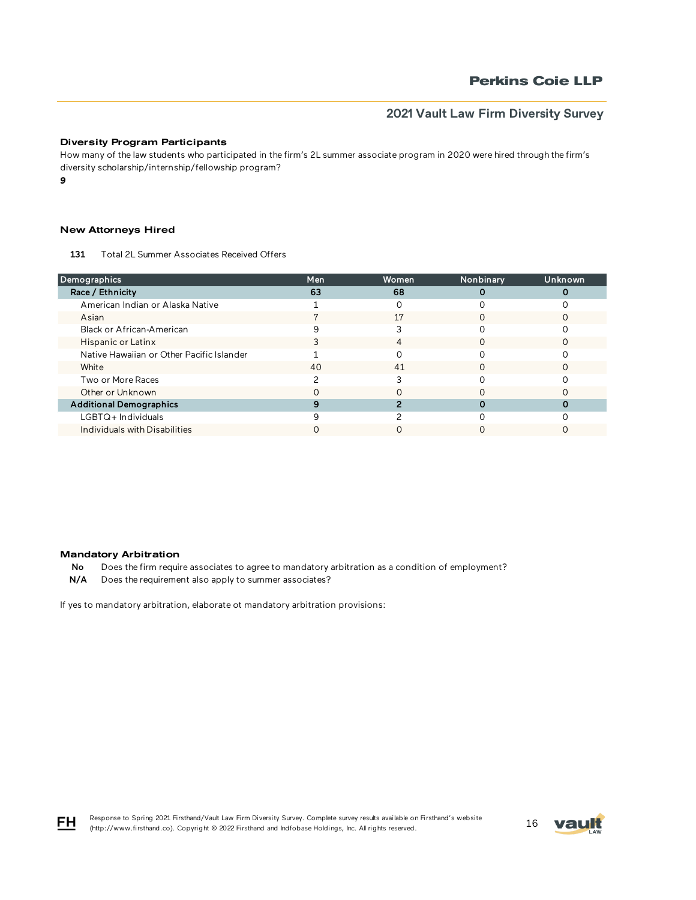### Diversity Program Participants

How many of the law students who participated in the firm's 2L summer associate program in 2020 were hired through the firm's diversity scholarship/internship/fellowship program?

**9**

### New Attorneys Hired

**131** Total 2L Summer Associates Received Offers

| Demographics | Men | Women | Nonbinary | Unknown |
|---|---|---|---|---|
| **Race / Ethnicity** | **63** | **68** | **0** | **0** |
| American Indian or Alaska Native | 1 | 0 | 0 | 0 |
| Asian | 7 | 17 | 0 | 0 |
| Black or African-American | 9 | 3 | 0 | 0 |
| Hispanic or Latinx | 3 | 4 | 0 | 0 |
| Native Hawaiian or Other Pacific Islander | 1 | 0 | 0 | 0 |
| White | 40 | 41 | 0 | 0 |
| Two or More Races | 2 | 3 | 0 | 0 |
| Other or Unknown | 0 | 0 | 0 | 0 |
| **Additional Demographics** | **9** | **2** | **0** | **0** |
| LGBTQ+ Individuals | 9 | 2 | 0 | 0 |
| Individuals with Disabilities | 0 | 0 | 0 | 0 |

### Mandatory Arbitration

**No** Does the firm require associates to agree to mandatory arbitration as a condition of employment?

**N/A** Does the requirement also apply to summer associates?

If yes to mandatory arbitration, elaborate ot mandatory arbitration provisions: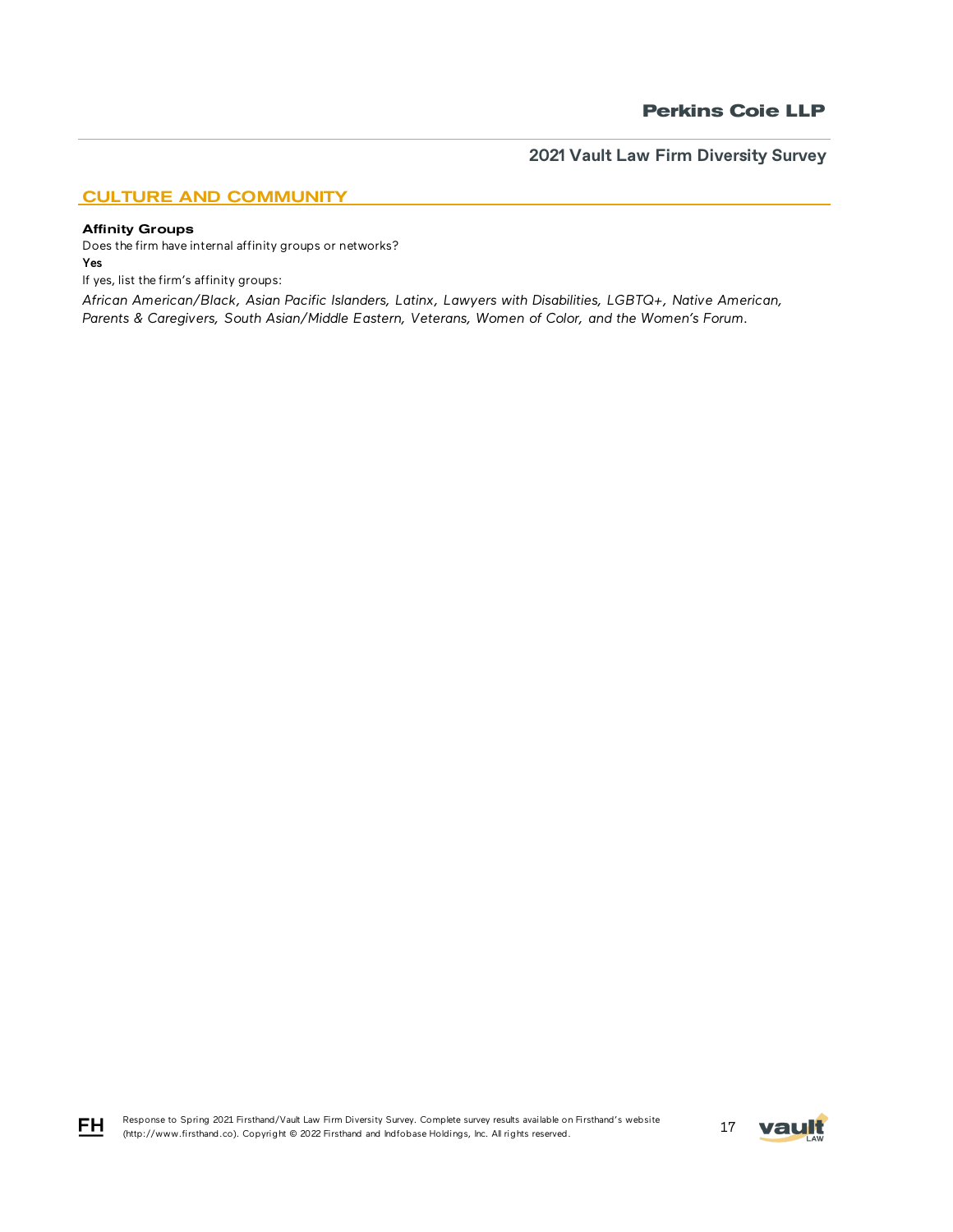## CULTURE AND COMMUNITY

**Affinity Groups**

Does the firm have internal affinity groups or networks?

**Yes**

If yes, list the firm's affinity groups:

*African American/Black, Asian Pacific Islanders, Latinx, Lawyers with Disabilities, LGBTQ+, Native American, Parents & Caregivers, South Asian/Middle Eastern, Veterans, Women of Color, and the Women's Forum.*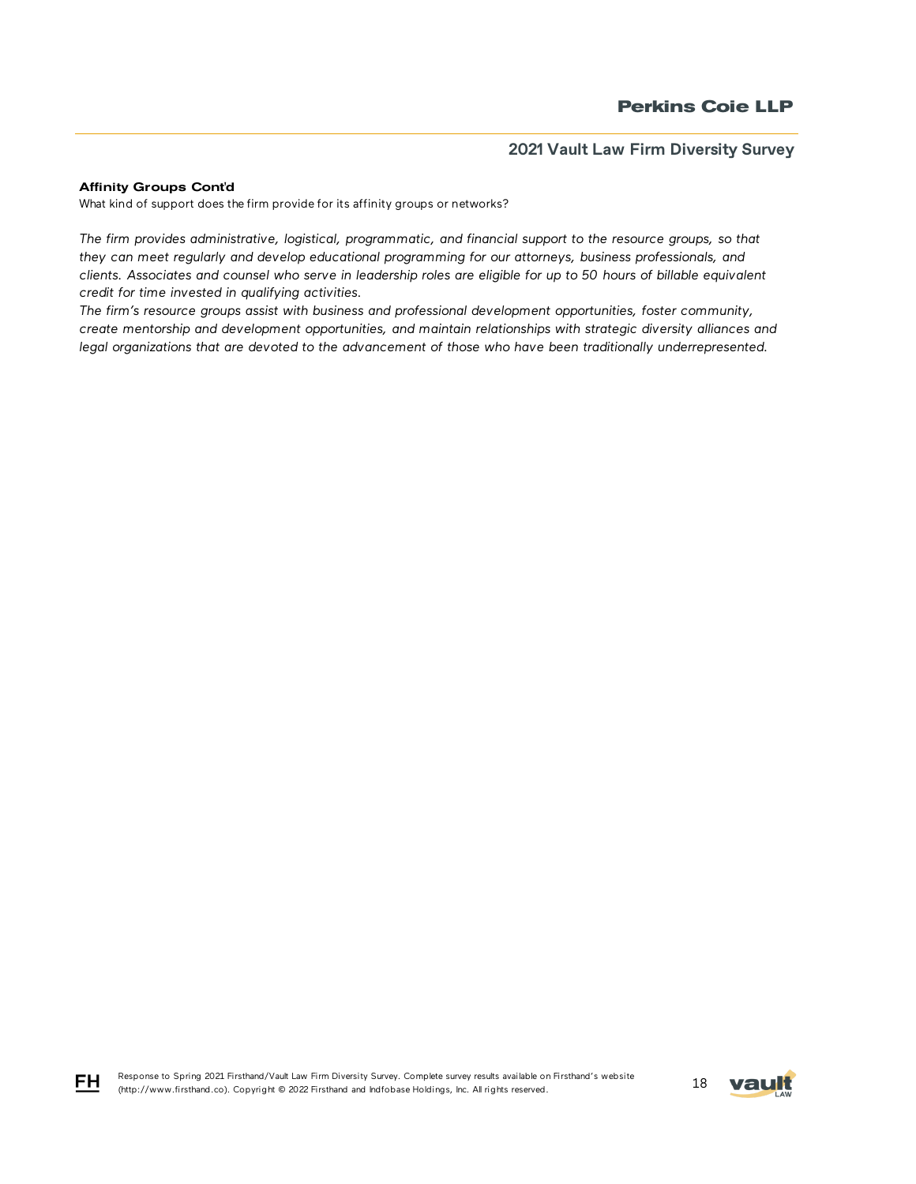**Affinity Groups Cont'd**

What kind of support does the firm provide for its affinity groups or networks?

*The firm provides administrative, logistical, programmatic, and financial support to the resource groups, so that they can meet regularly and develop educational programming for our attorneys, business professionals, and clients. Associates and counsel who serve in leadership roles are eligible for up to 50 hours of billable equivalent credit for time invested in qualifying activities.*

*The firm's resource groups assist with business and professional development opportunities, foster community, create mentorship and development opportunities, and maintain relationships with strategic diversity alliances and legal organizations that are devoted to the advancement of those who have been traditionally underrepresented.*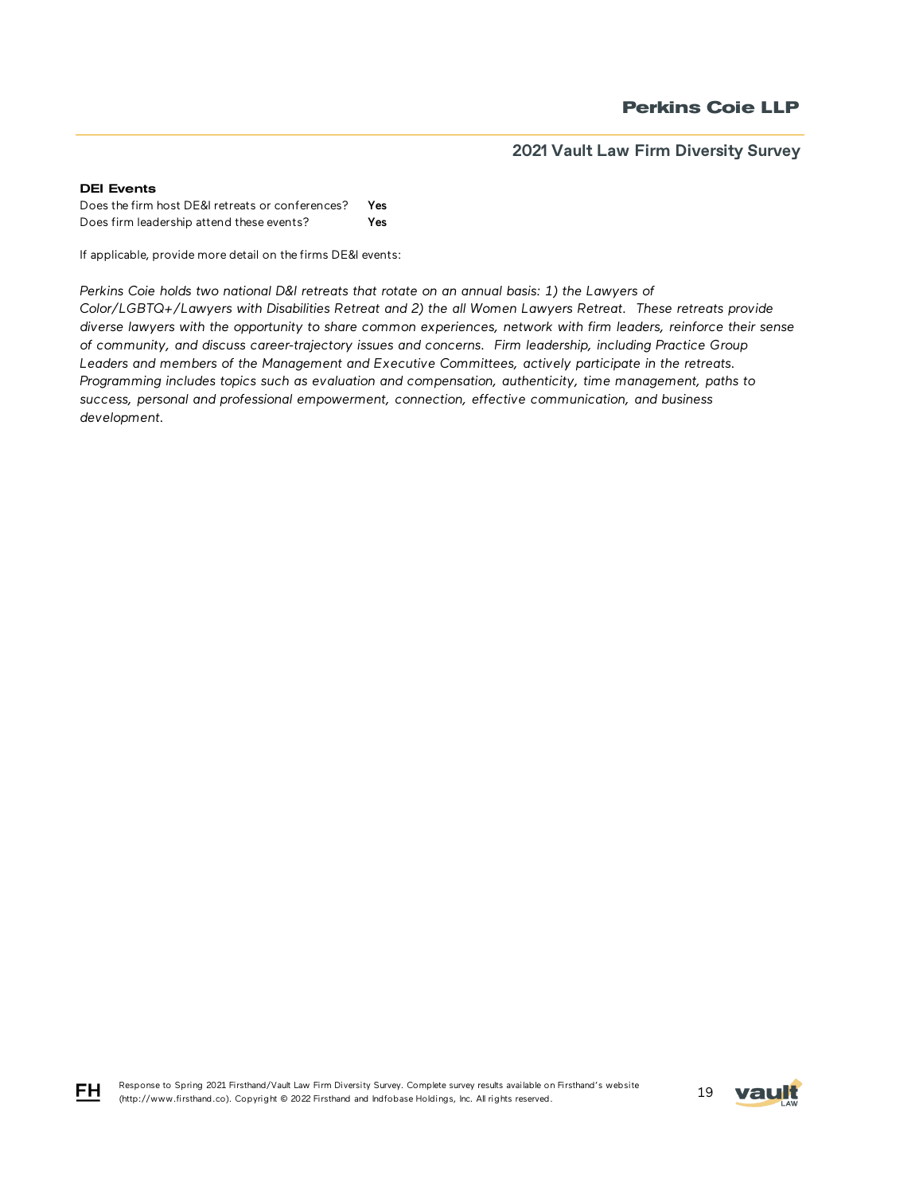### DEI Events

| | |
|---|---|
| Does the firm host DE&I retreats or conferences? | **Yes** |
| Does firm leadership attend these events? | **Yes** |

If applicable, provide more detail on the firms DE&I events:

*Perkins Coie holds two national D&I retreats that rotate on an annual basis: 1) the Lawyers of Color/LGBTQ+/Lawyers with Disabilities Retreat and 2) the all Women Lawyers Retreat. These retreats provide diverse lawyers with the opportunity to share common experiences, network with firm leaders, reinforce their sense of community, and discuss career-trajectory issues and concerns. Firm leadership, including Practice Group Leaders and members of the Management and Executive Committees, actively participate in the retreats. Programming includes topics such as evaluation and compensation, authenticity, time management, paths to success, personal and professional empowerment, connection, effective communication, and business development.*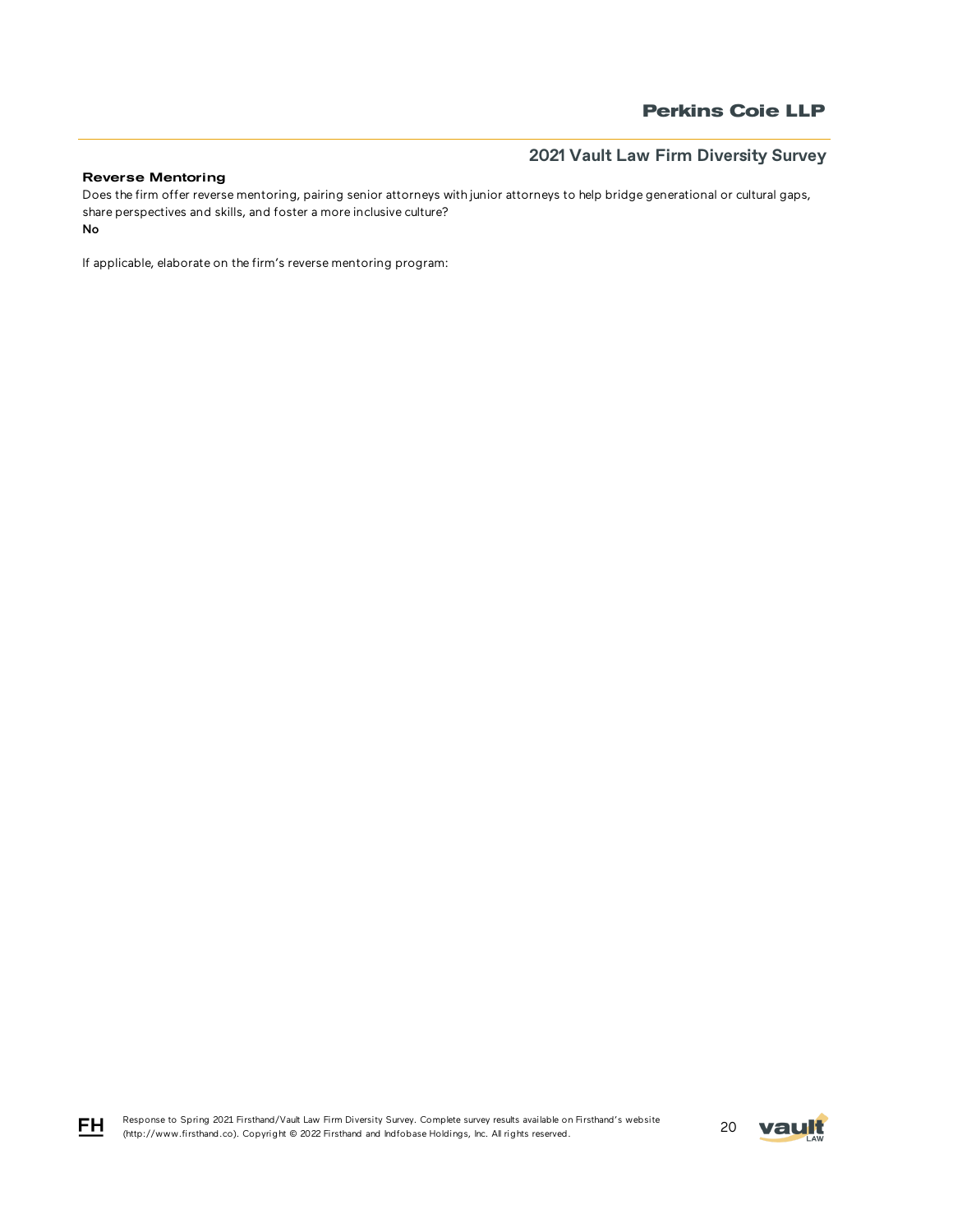### Reverse Mentoring

Does the firm offer reverse mentoring, pairing senior attorneys with junior attorneys to help bridge generational or cultural gaps, share perspectives and skills, and foster a more inclusive culture?

**No**

If applicable, elaborate on the firm's reverse mentoring program: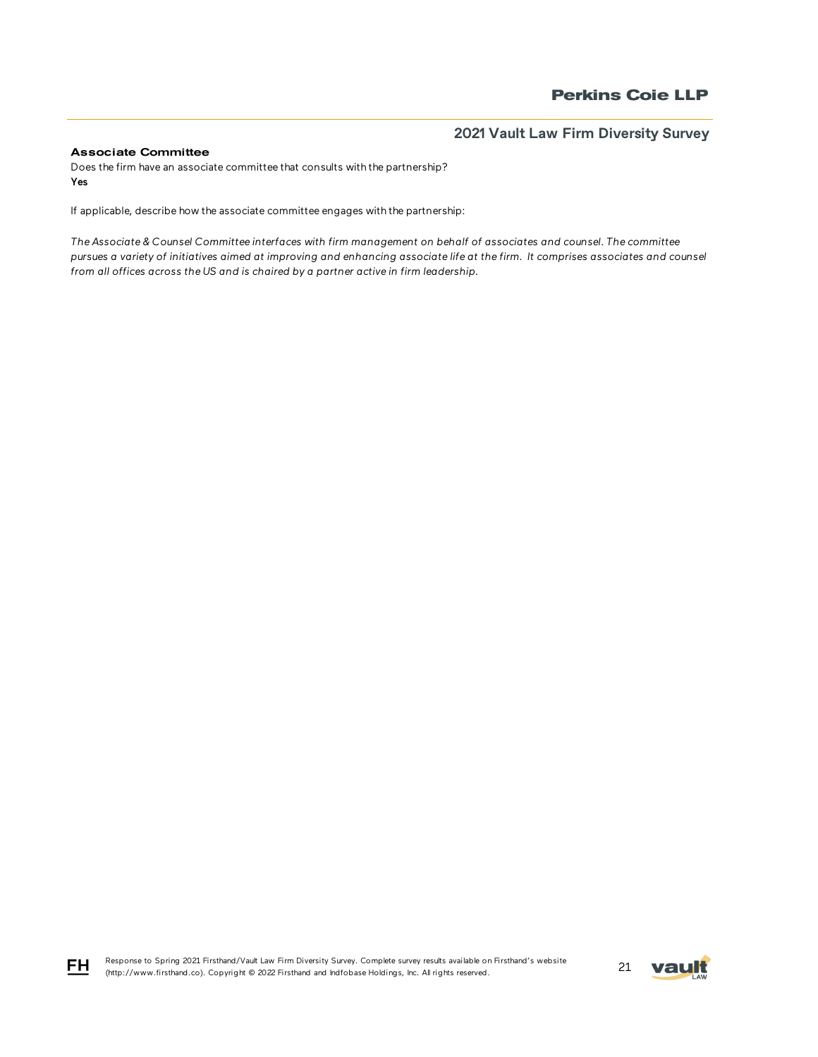### Associate Committee

Does the firm have an associate committee that consults with the partnership?

**Yes**

If applicable, describe how the associate committee engages with the partnership:

*The Associate & Counsel Committee interfaces with firm management on behalf of associates and counsel. The committee pursues a variety of initiatives aimed at improving and enhancing associate life at the firm. It comprises associates and counsel from all offices across the US and is chaired by a partner active in firm leadership.*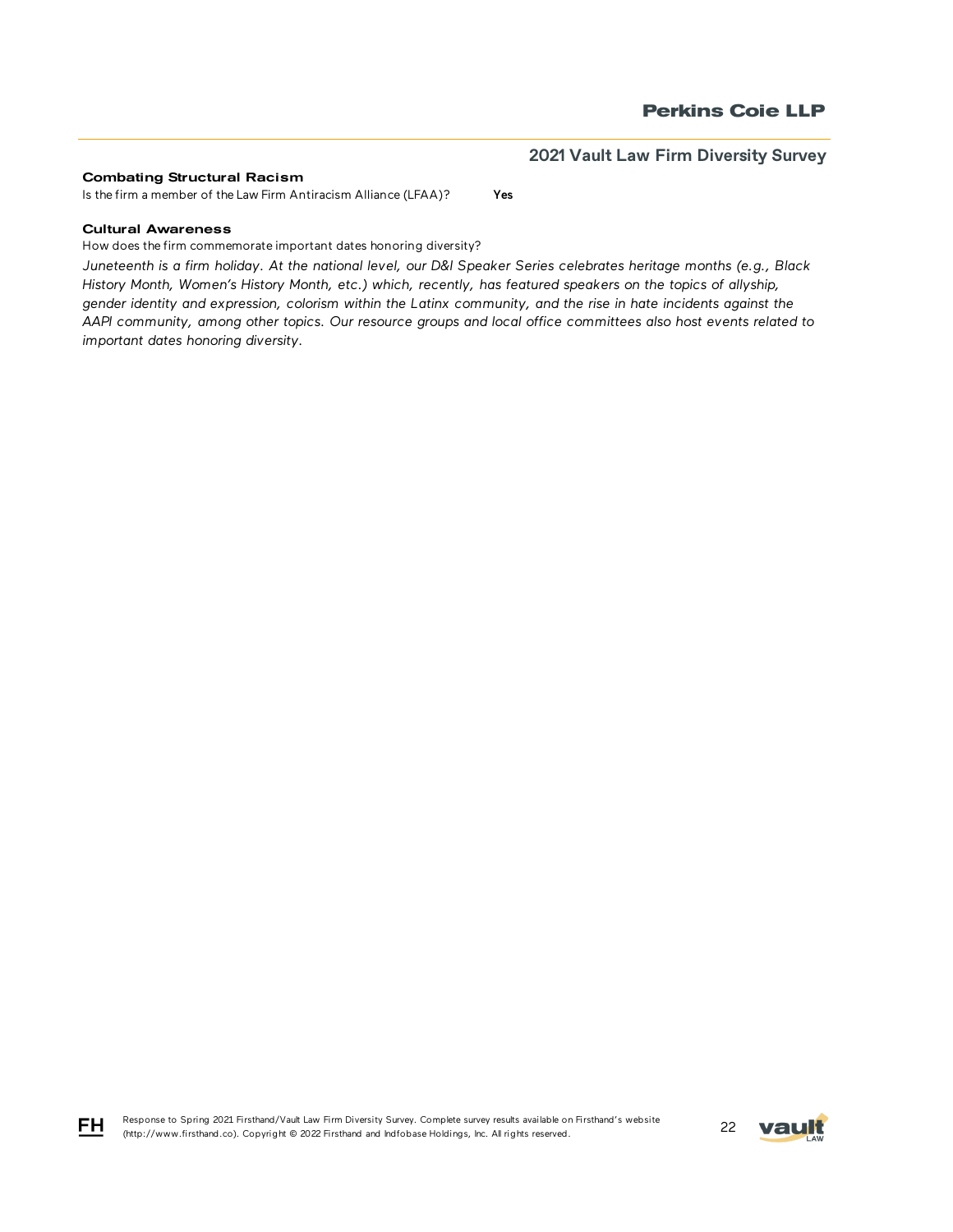**Combating Structural Racism**

Is the firm a member of the Law Firm Antiracism Alliance (LFAA)? **Yes**

**Cultural Awareness**

How does the firm commemorate important dates honoring diversity?

*Juneteenth is a firm holiday. At the national level, our D&I Speaker Series celebrates heritage months (e.g., Black History Month, Women's History Month, etc.) which, recently, has featured speakers on the topics of allyship, gender identity and expression, colorism within the Latinx community, and the rise in hate incidents against the AAPI community, among other topics. Our resource groups and local office committees also host events related to important dates honoring diversity.*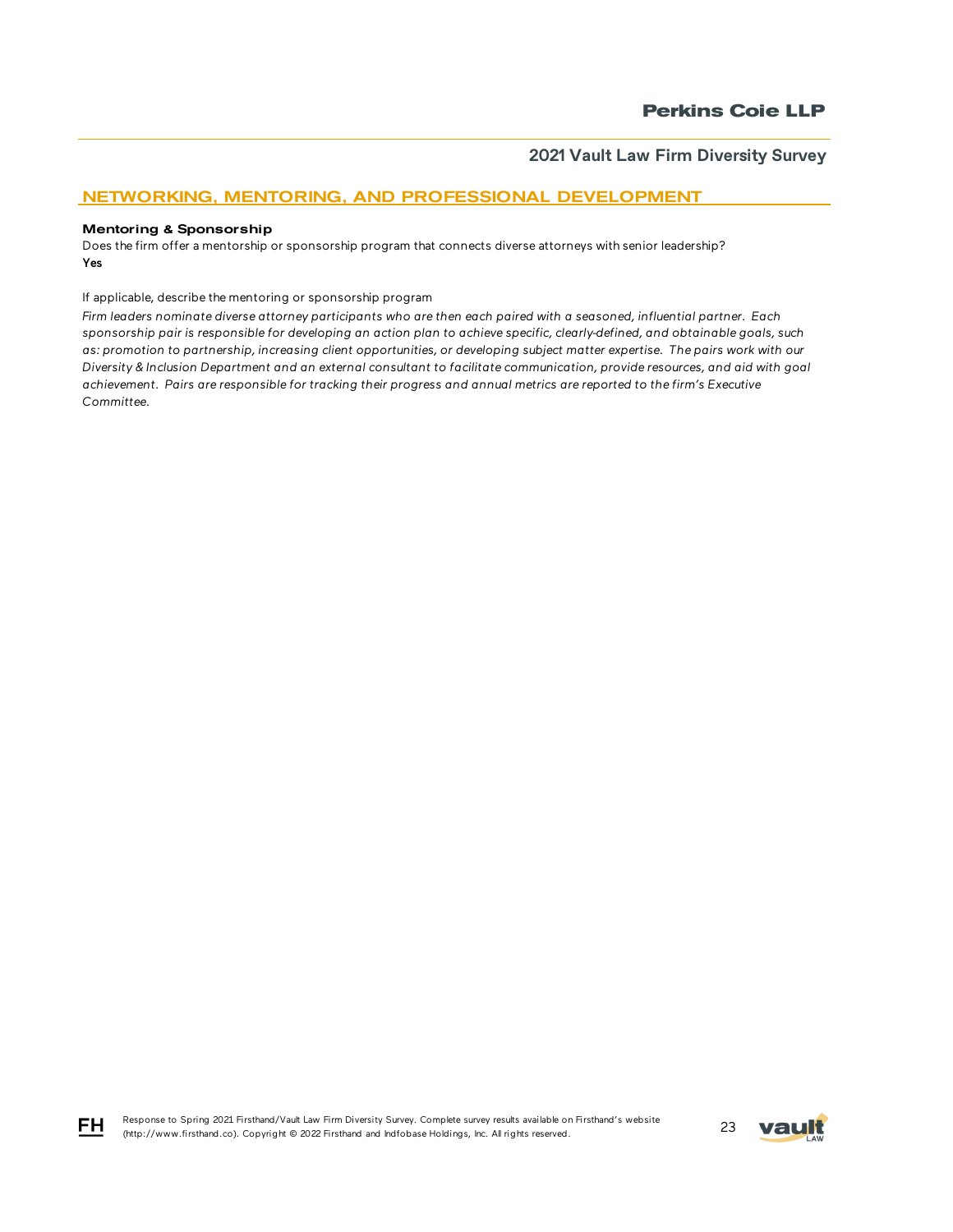## NETWORKING, MENTORING, AND PROFESSIONAL DEVELOPMENT

### Mentoring & Sponsorship

Does the firm offer a mentorship or sponsorship program that connects diverse attorneys with senior leadership?
**Yes**

If applicable, describe the mentoring or sponsorship program

*Firm leaders nominate diverse attorney participants who are then each paired with a seasoned, influential partner. Each sponsorship pair is responsible for developing an action plan to achieve specific, clearly-defined, and obtainable goals, such as: promotion to partnership, increasing client opportunities, or developing subject matter expertise. The pairs work with our Diversity & Inclusion Department and an external consultant to facilitate communication, provide resources, and aid with goal achievement. Pairs are responsible for tracking their progress and annual metrics are reported to the firm's Executive Committee.*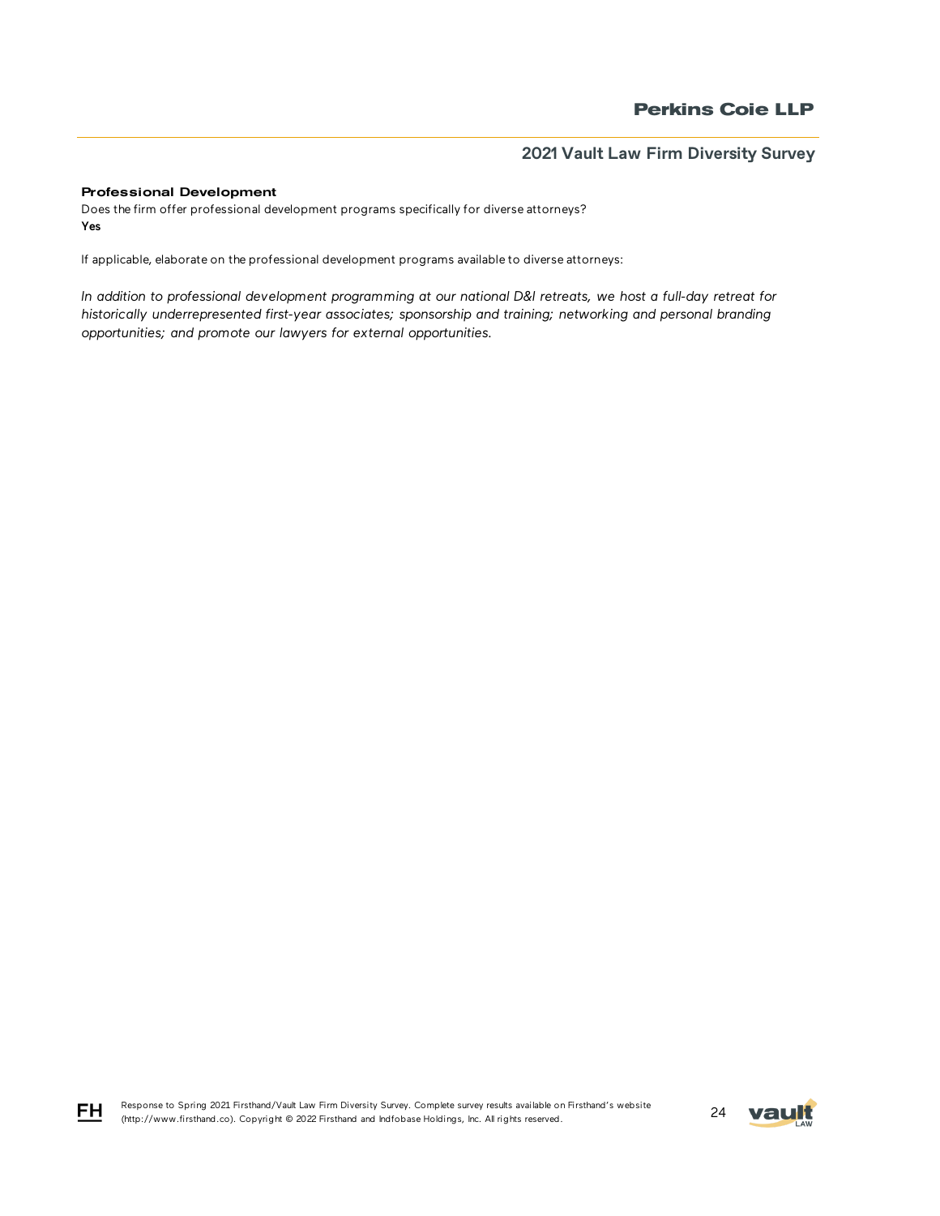### Professional Development

Does the firm offer professional development programs specifically for diverse attorneys?

**Yes**

If applicable, elaborate on the professional development programs available to diverse attorneys:

*In addition to professional development programming at our national D&I retreats, we host a full-day retreat for historically underrepresented first-year associates; sponsorship and training; networking and personal branding opportunities; and promote our lawyers for external opportunities.*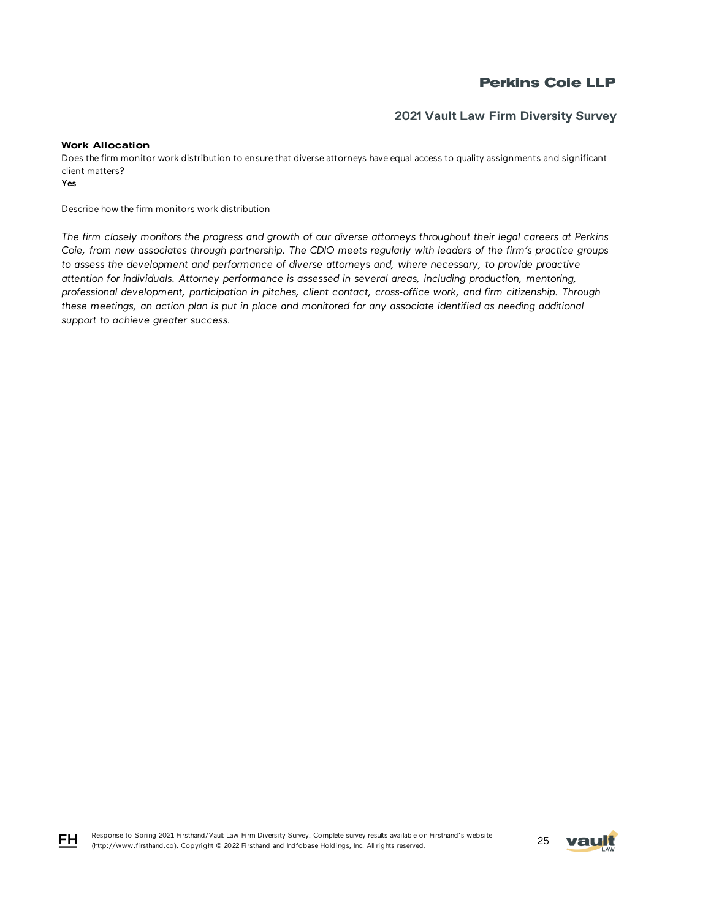### Work Allocation

Does the firm monitor work distribution to ensure that diverse attorneys have equal access to quality assignments and significant client matters?

**Yes**

Describe how the firm monitors work distribution

*The firm closely monitors the progress and growth of our diverse attorneys throughout their legal careers at Perkins Coie, from new associates through partnership. The CDIO meets regularly with leaders of the firm's practice groups to assess the development and performance of diverse attorneys and, where necessary, to provide proactive attention for individuals. Attorney performance is assessed in several areas, including production, mentoring, professional development, participation in pitches, client contact, cross-office work, and firm citizenship. Through these meetings, an action plan is put in place and monitored for any associate identified as needing additional support to achieve greater success.*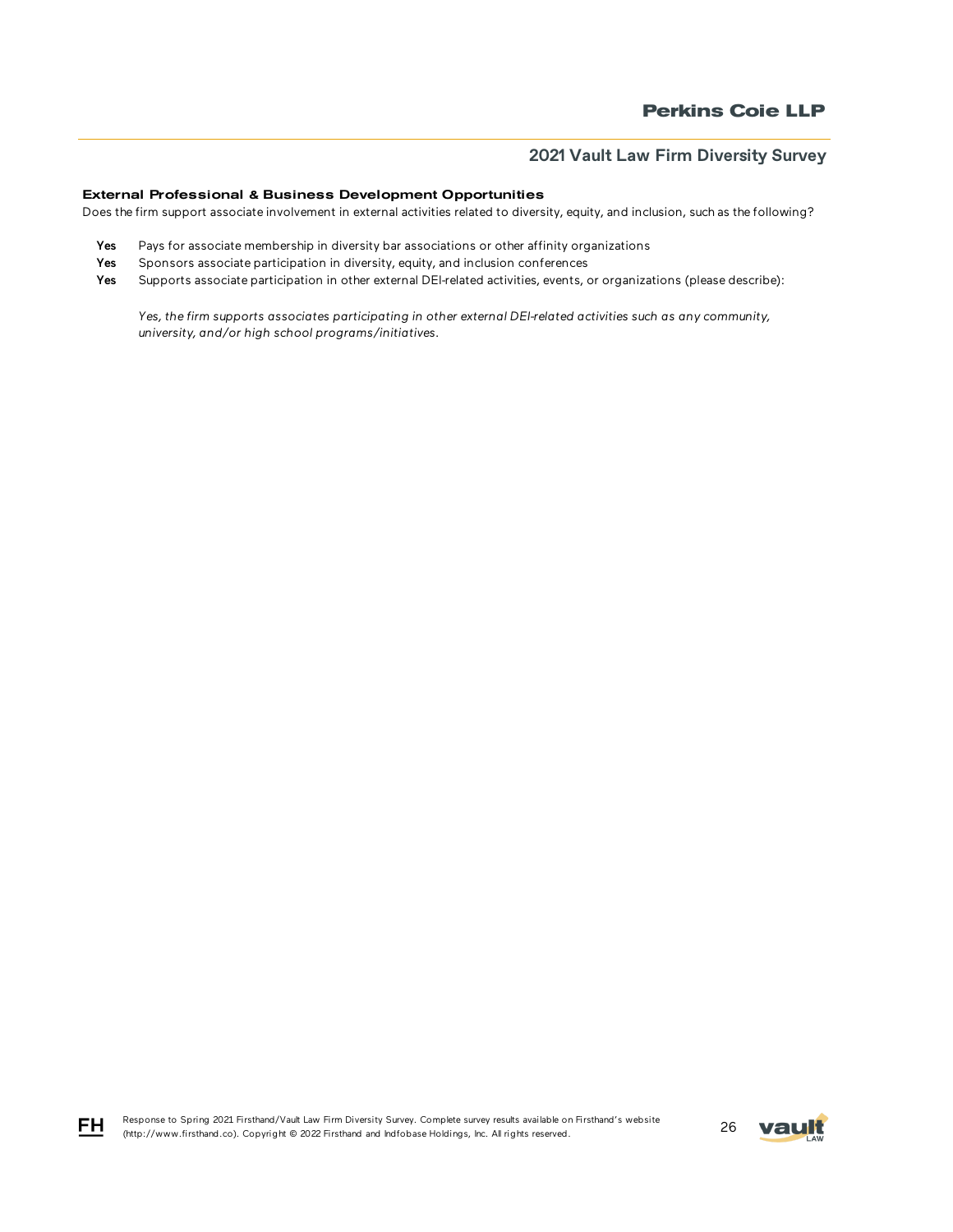### External Professional & Business Development Opportunities

Does the firm support associate involvement in external activities related to diversity, equity, and inclusion, such as the following?

**Yes** Pays for associate membership in diversity bar associations or other affinity organizations

**Yes** Sponsors associate participation in diversity, equity, and inclusion conferences

**Yes** Supports associate participation in other external DEI-related activities, events, or organizations (please describe):

*Yes, the firm supports associates participating in other external DEI-related activities such as any community, university, and/or high school programs/initiatives.*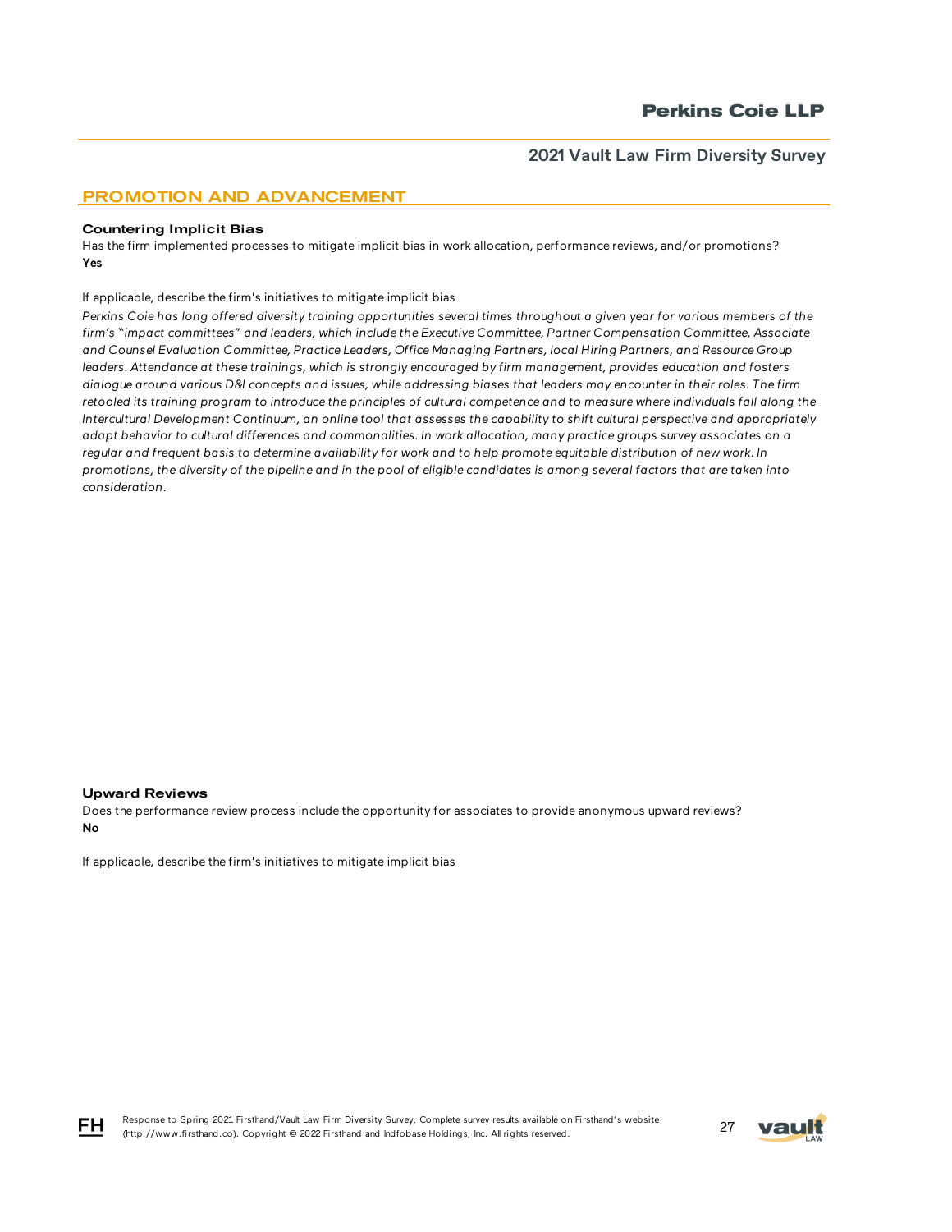## PROMOTION AND ADVANCEMENT

### Countering Implicit Bias

Has the firm implemented processes to mitigate implicit bias in work allocation, performance reviews, and/or promotions?
**Yes**

If applicable, describe the firm's initiatives to mitigate implicit bias

*Perkins Coie has long offered diversity training opportunities several times throughout a given year for various members of the firm's "impact committees" and leaders, which include the Executive Committee, Partner Compensation Committee, Associate and Counsel Evaluation Committee, Practice Leaders, Office Managing Partners, local Hiring Partners, and Resource Group leaders. Attendance at these trainings, which is strongly encouraged by firm management, provides education and fosters dialogue around various D&I concepts and issues, while addressing biases that leaders may encounter in their roles. The firm retooled its training program to introduce the principles of cultural competence and to measure where individuals fall along the Intercultural Development Continuum, an online tool that assesses the capability to shift cultural perspective and appropriately adapt behavior to cultural differences and commonalities. In work allocation, many practice groups survey associates on a regular and frequent basis to determine availability for work and to help promote equitable distribution of new work. In promotions, the diversity of the pipeline and in the pool of eligible candidates is among several factors that are taken into consideration.*

### Upward Reviews

Does the performance review process include the opportunity for associates to provide anonymous upward reviews?
**No**

If applicable, describe the firm's initiatives to mitigate implicit bias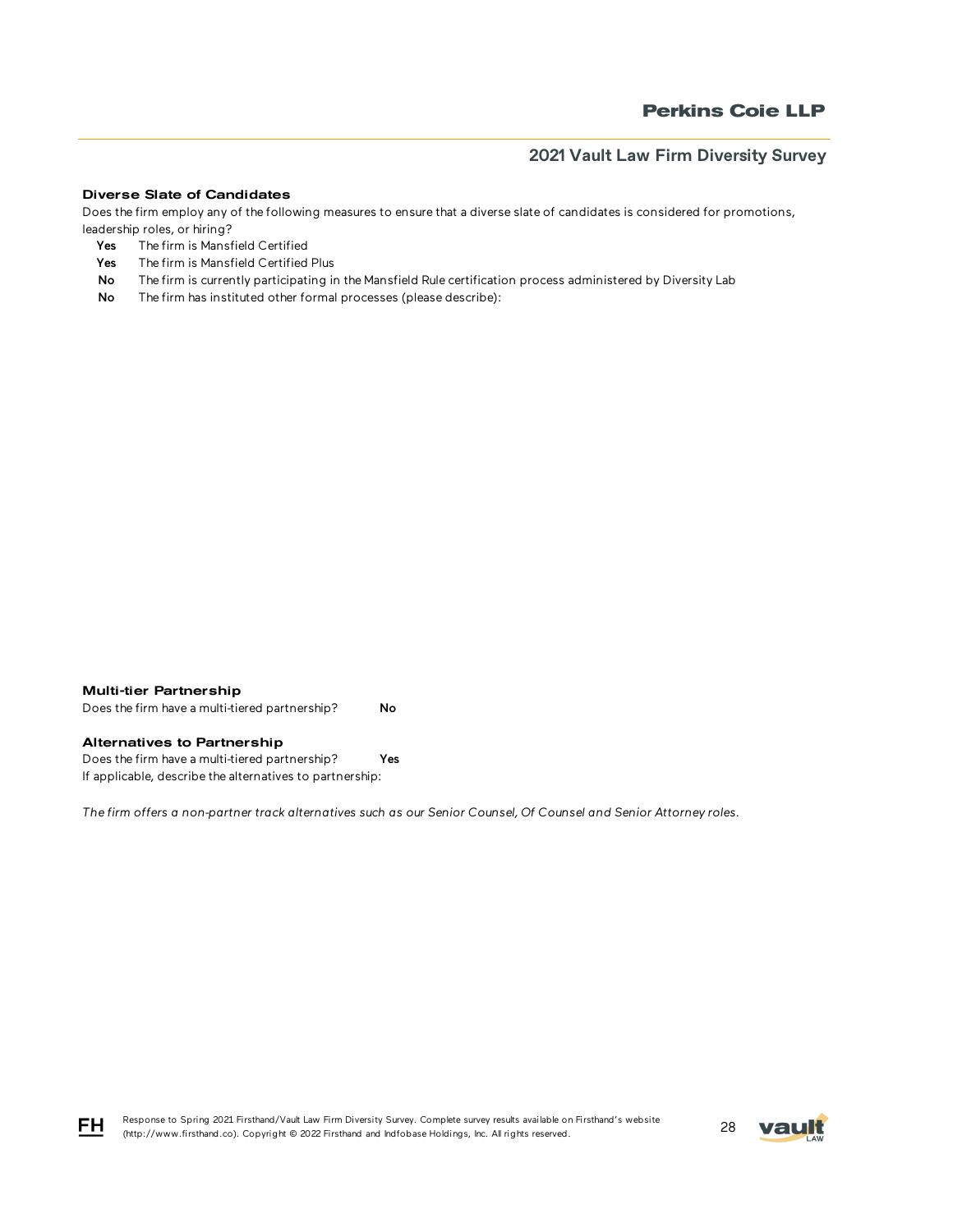### Diverse Slate of Candidates

Does the firm employ any of the following measures to ensure that a diverse slate of candidates is considered for promotions, leadership roles, or hiring?

- **Yes** The firm is Mansfield Certified
- **Yes** The firm is Mansfield Certified Plus
- **No** The firm is currently participating in the Mansfield Rule certification process administered by Diversity Lab
- **No** The firm has instituted other formal processes (please describe):

### Multi-tier Partnership

Does the firm have a multi-tiered partnership? **No**

### Alternatives to Partnership

Does the firm have a multi-tiered partnership? **Yes**

If applicable, describe the alternatives to partnership:

*The firm offers a non-partner track alternatives such as our Senior Counsel, Of Counsel and Senior Attorney roles.*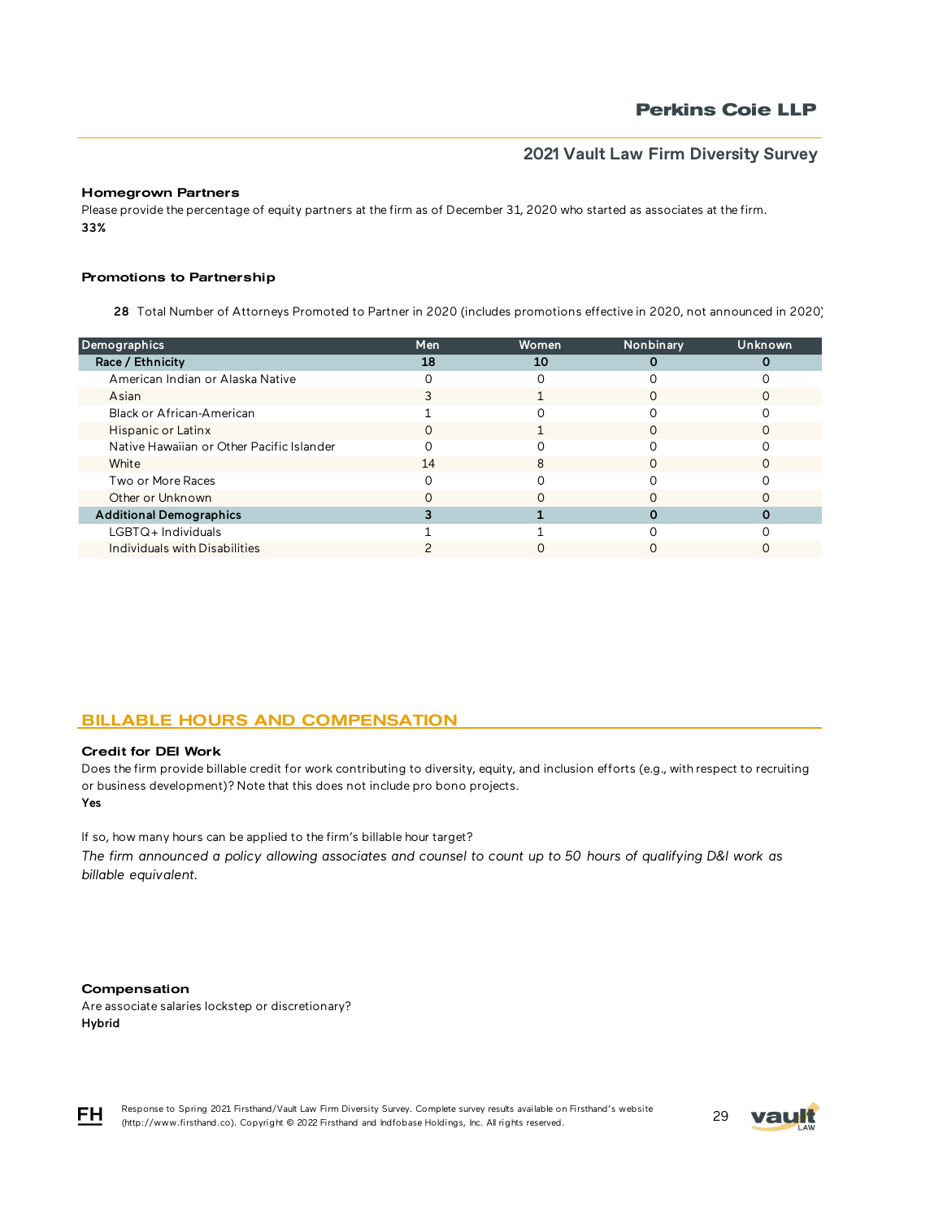### Homegrown Partners

Please provide the percentage of equity partners at the firm as of December 31, 2020 who started as associates at the firm.
**33%**

### Promotions to Partnership

**28** Total Number of Attorneys Promoted to Partner in 2020 (includes promotions effective in 2020, not announced in 2020)

| Demographics | Men | Women | Nonbinary | Unknown |
|---|---|---|---|---|
| **Race / Ethnicity** | **18** | **10** | **0** | **0** |
| American Indian or Alaska Native | 0 | 0 | 0 | 0 |
| Asian | 3 | 1 | 0 | 0 |
| Black or African-American | 1 | 0 | 0 | 0 |
| Hispanic or Latinx | 0 | 1 | 0 | 0 |
| Native Hawaiian or Other Pacific Islander | 0 | 0 | 0 | 0 |
| White | 14 | 8 | 0 | 0 |
| Two or More Races | 0 | 0 | 0 | 0 |
| Other or Unknown | 0 | 0 | 0 | 0 |
| **Additional Demographics** | **3** | **1** | **0** | **0** |
| LGBTQ+ Individuals | 1 | 1 | 0 | 0 |
| Individuals with Disabilities | 2 | 0 | 0 | 0 |

## BILLABLE HOURS AND COMPENSATION

### Credit for DEI Work

Does the firm provide billable credit for work contributing to diversity, equity, and inclusion efforts (e.g., with respect to recruiting or business development)? Note that this does not include pro bono projects.
**Yes**

If so, how many hours can be applied to the firm's billable hour target?

*The firm announced a policy allowing associates and counsel to count up to 50 hours of qualifying D&I work as billable equivalent.*

### Compensation

Are associate salaries lockstep or discretionary?
**Hybrid**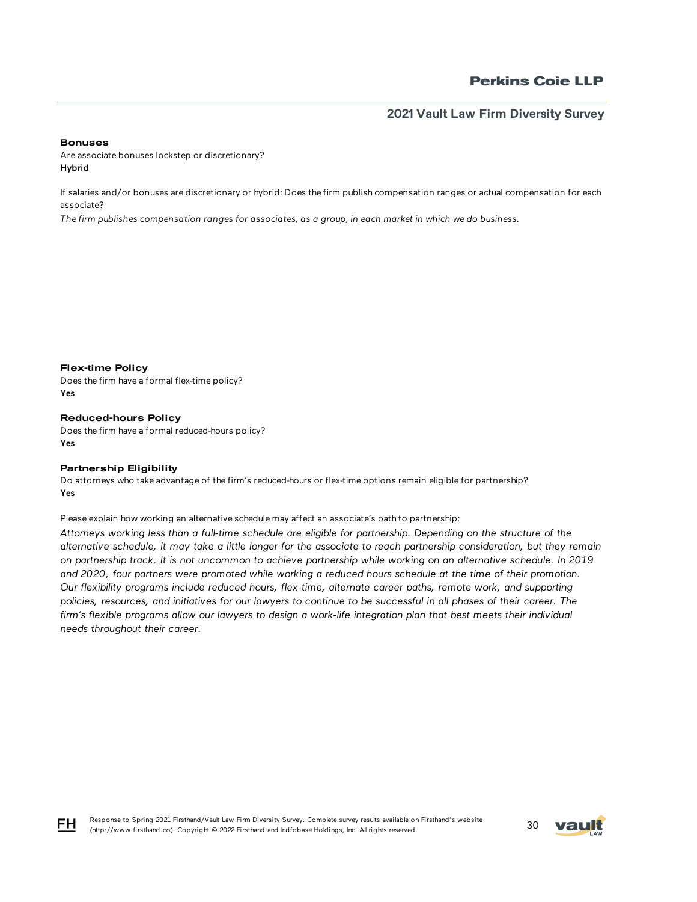### Bonuses

Are associate bonuses lockstep or discretionary?
**Hybrid**

If salaries and/or bonuses are discretionary or hybrid: Does the firm publish compensation ranges or actual compensation for each associate?
*The firm publishes compensation ranges for associates, as a group, in each market in which we do business.*

### Flex-time Policy

Does the firm have a formal flex-time policy?
**Yes**

### Reduced-hours Policy

Does the firm have a formal reduced-hours policy?
**Yes**

### Partnership Eligibility

Do attorneys who take advantage of the firm's reduced-hours or flex-time options remain eligible for partnership?
**Yes**

Please explain how working an alternative schedule may affect an associate's path to partnership:
*Attorneys working less than a full-time schedule are eligible for partnership. Depending on the structure of the alternative schedule, it may take a little longer for the associate to reach partnership consideration, but they remain on partnership track. It is not uncommon to achieve partnership while working on an alternative schedule. In 2019 and 2020, four partners were promoted while working a reduced hours schedule at the time of their promotion. Our flexibility programs include reduced hours, flex-time, alternate career paths, remote work, and supporting policies, resources, and initiatives for our lawyers to continue to be successful in all phases of their career. The firm's flexible programs allow our lawyers to design a work-life integration plan that best meets their individual needs throughout their career.*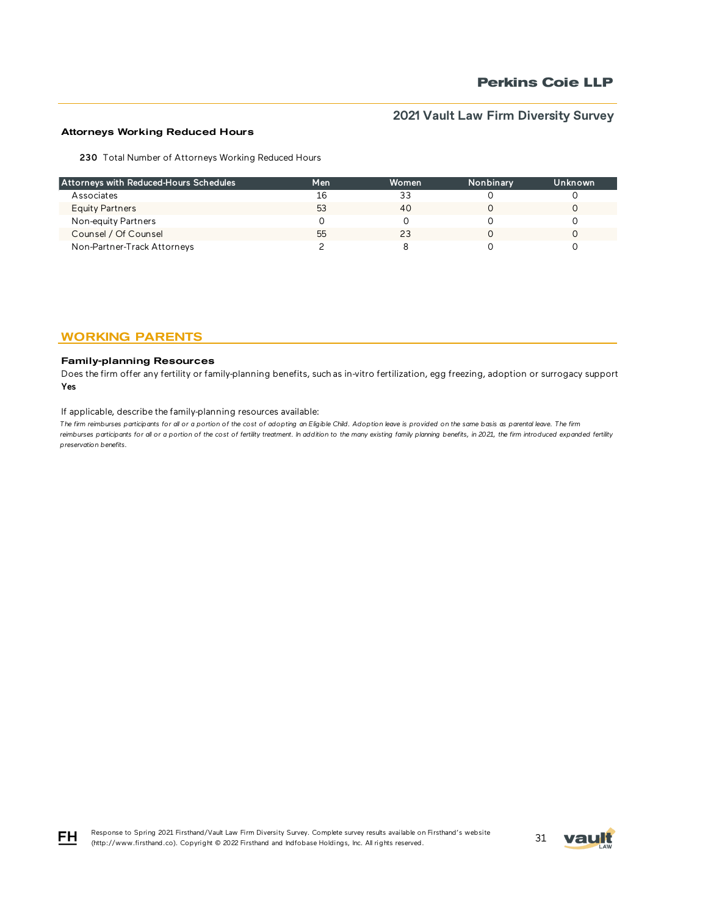### Attorneys Working Reduced Hours

**230** Total Number of Attorneys Working Reduced Hours

| Attorneys with Reduced-Hours Schedules | Men | Women | Nonbinary | Unknown |
|---|---|---|---|---|
| Associates | 16 | 33 | 0 | 0 |
| Equity Partners | 53 | 40 | 0 | 0 |
| Non-equity Partners | 0 | 0 | 0 | 0 |
| Counsel / Of Counsel | 55 | 23 | 0 | 0 |
| Non-Partner-Track Attorneys | 2 | 8 | 0 | 0 |

## WORKING PARENTS

### Family-planning Resources

Does the firm offer any fertility or family-planning benefits, such as in-vitro fertilization, egg freezing, adoption or surrogacy support

**Yes**

If applicable, describe the family-planning resources available:

*The firm reimburses participants for all or a portion of the cost of adopting an Eligible Child. Adoption leave is provided on the same basis as parental leave. The firm reimburses participants for all or a portion of the cost of fertility treatment. In addition to the many existing family planning benefits, in 2021, the firm introduced expanded fertility preservation benefits.*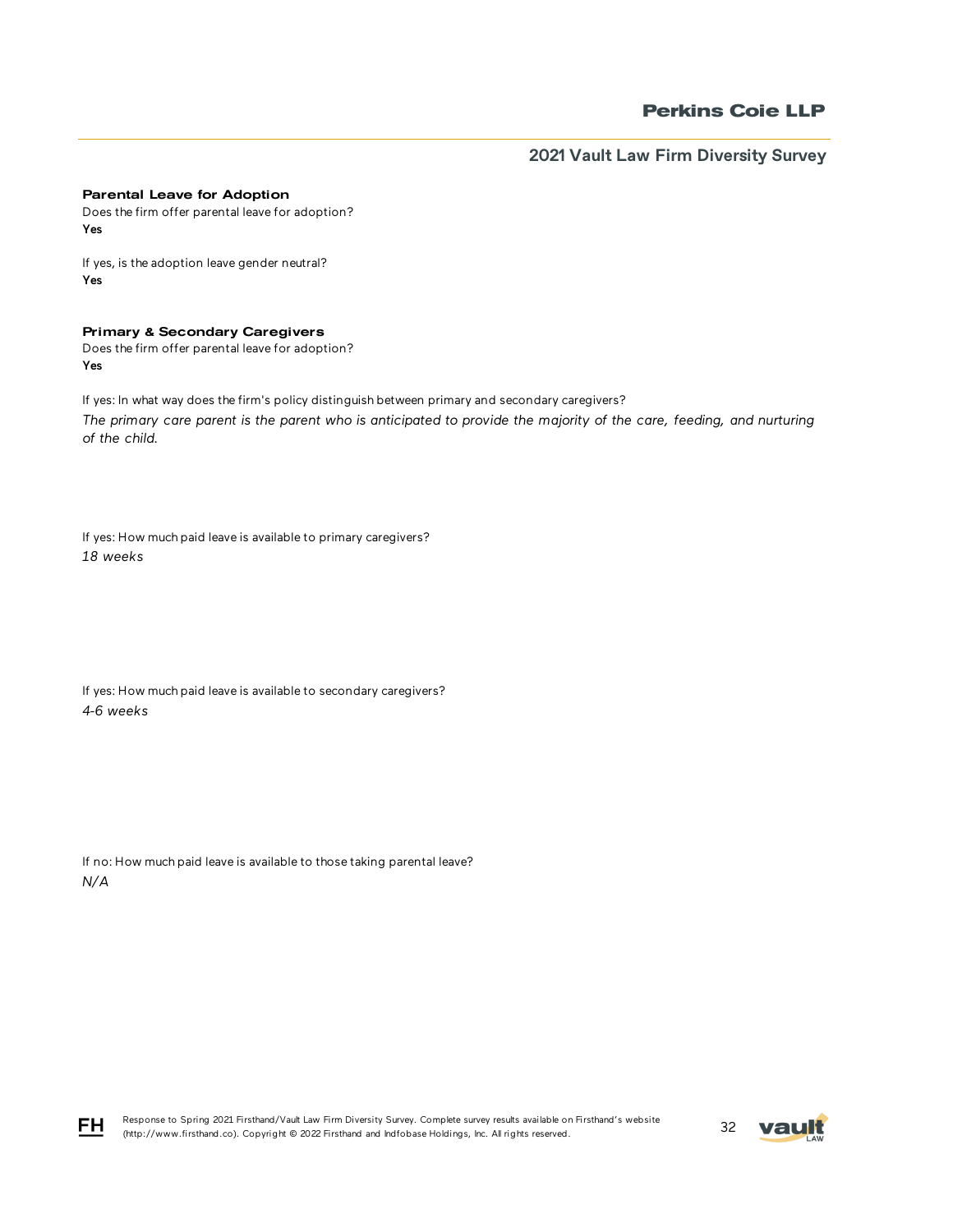### Parental Leave for Adoption

Does the firm offer parental leave for adoption?

**Yes**

If yes, is the adoption leave gender neutral?

**Yes**

### Primary & Secondary Caregivers

Does the firm offer parental leave for adoption?

**Yes**

If yes: In what way does the firm's policy distinguish between primary and secondary caregivers?

*The primary care parent is the parent who is anticipated to provide the majority of the care, feeding, and nurturing of the child.*

If yes: How much paid leave is available to primary caregivers?

*18 weeks*

If yes: How much paid leave is available to secondary caregivers?

*4-6 weeks*

If no: How much paid leave is available to those taking parental leave?

*N/A*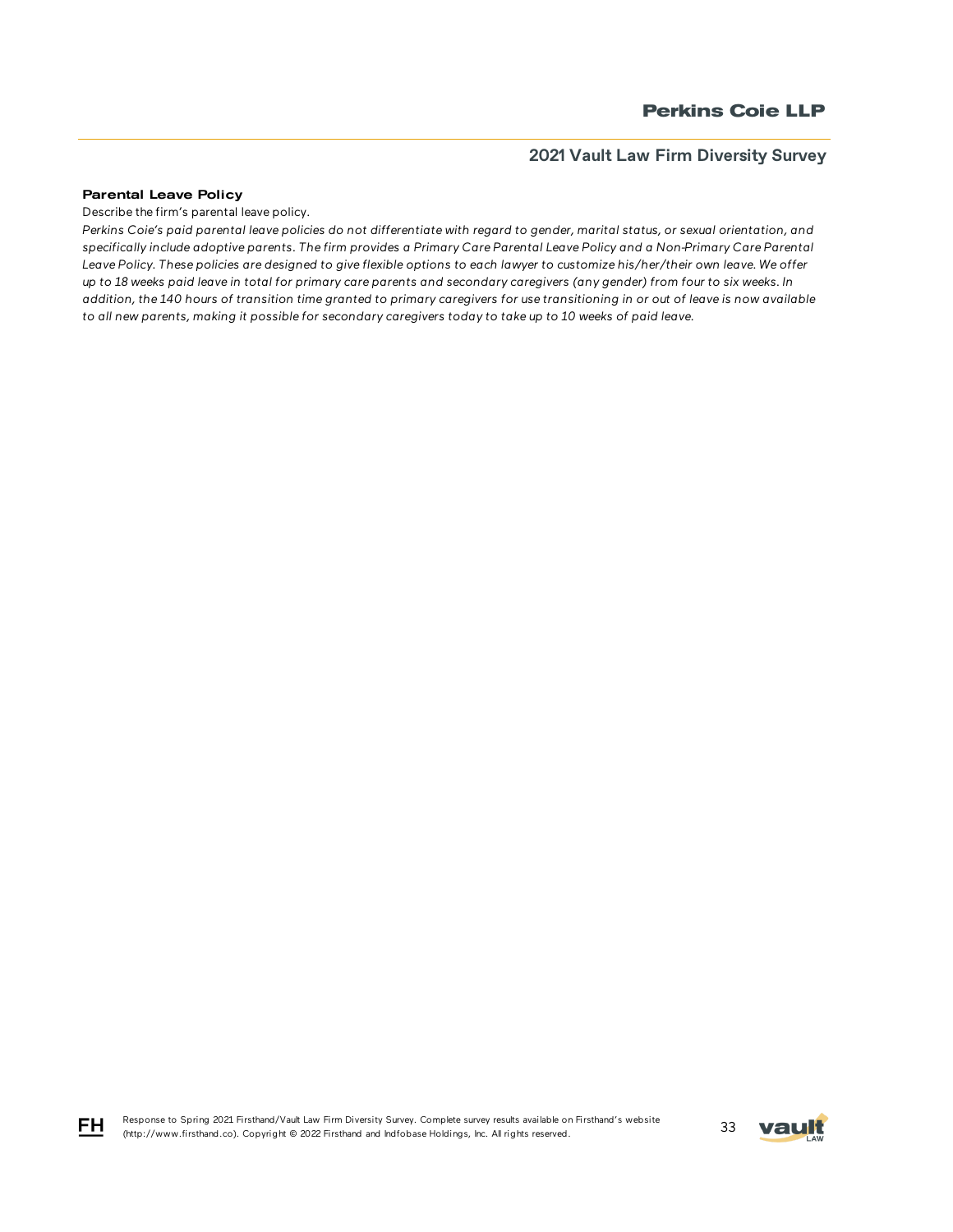### Parental Leave Policy

Describe the firm's parental leave policy.

*Perkins Coie's paid parental leave policies do not differentiate with regard to gender, marital status, or sexual orientation, and specifically include adoptive parents. The firm provides a Primary Care Parental Leave Policy and a Non-Primary Care Parental Leave Policy. These policies are designed to give flexible options to each lawyer to customize his/her/their own leave. We offer up to 18 weeks paid leave in total for primary care parents and secondary caregivers (any gender) from four to six weeks. In addition, the 140 hours of transition time granted to primary caregivers for use transitioning in or out of leave is now available to all new parents, making it possible for secondary caregivers today to take up to 10 weeks of paid leave.*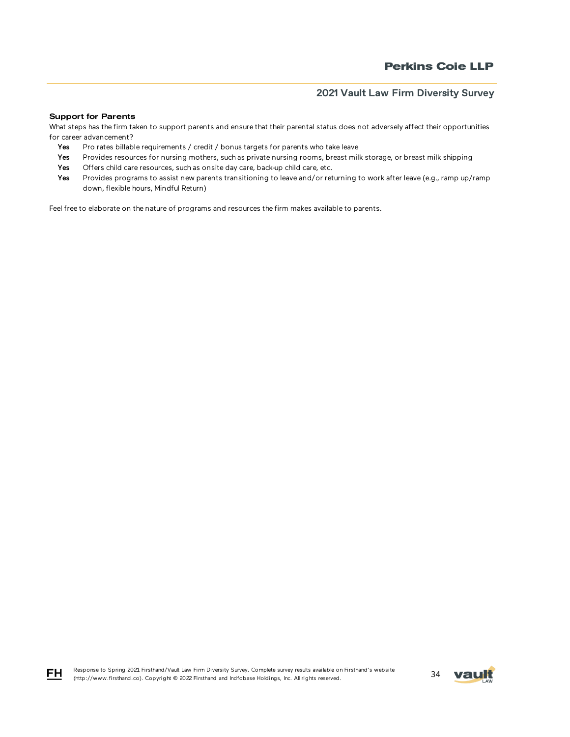### Support for Parents

What steps has the firm taken to support parents and ensure that their parental status does not adversely affect their opportunities for career advancement?

- **Yes** Pro rates billable requirements / credit / bonus targets for parents who take leave
- **Yes** Provides resources for nursing mothers, such as private nursing rooms, breast milk storage, or breast milk shipping
- **Yes** Offers child care resources, such as onsite day care, back-up child care, etc.
- **Yes** Provides programs to assist new parents transitioning to leave and/or returning to work after leave (e.g., ramp up/ramp down, flexible hours, Mindful Return)

Feel free to elaborate on the nature of programs and resources the firm makes available to parents.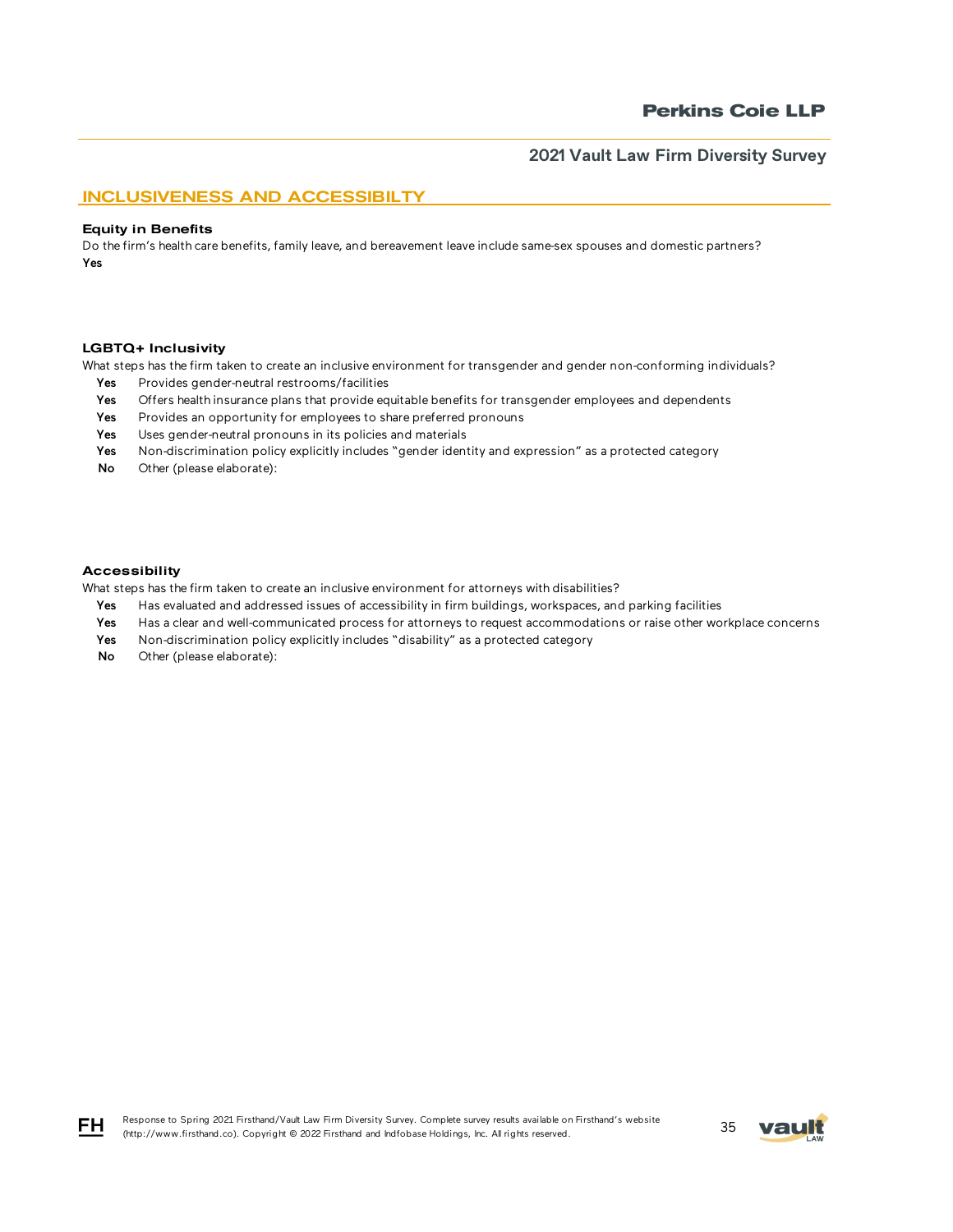## INCLUSIVENESS AND ACCESSIBILTY

### Equity in Benefits

Do the firm's health care benefits, family leave, and bereavement leave include same-sex spouses and domestic partners?

**Yes**

### LGBTQ+ Inclusivity

What steps has the firm taken to create an inclusive environment for transgender and gender non-conforming individuals?

- **Yes** Provides gender-neutral restrooms/facilities
- **Yes** Offers health insurance plans that provide equitable benefits for transgender employees and dependents
- **Yes** Provides an opportunity for employees to share preferred pronouns
- **Yes** Uses gender-neutral pronouns in its policies and materials
- **Yes** Non-discrimination policy explicitly includes "gender identity and expression" as a protected category
- **No** Other (please elaborate):

### Accessibility

What steps has the firm taken to create an inclusive environment for attorneys with disabilities?

- **Yes** Has evaluated and addressed issues of accessibility in firm buildings, workspaces, and parking facilities
- **Yes** Has a clear and well-communicated process for attorneys to request accommodations or raise other workplace concerns
- **Yes** Non-discrimination policy explicitly includes "disability" as a protected category
- **No** Other (please elaborate):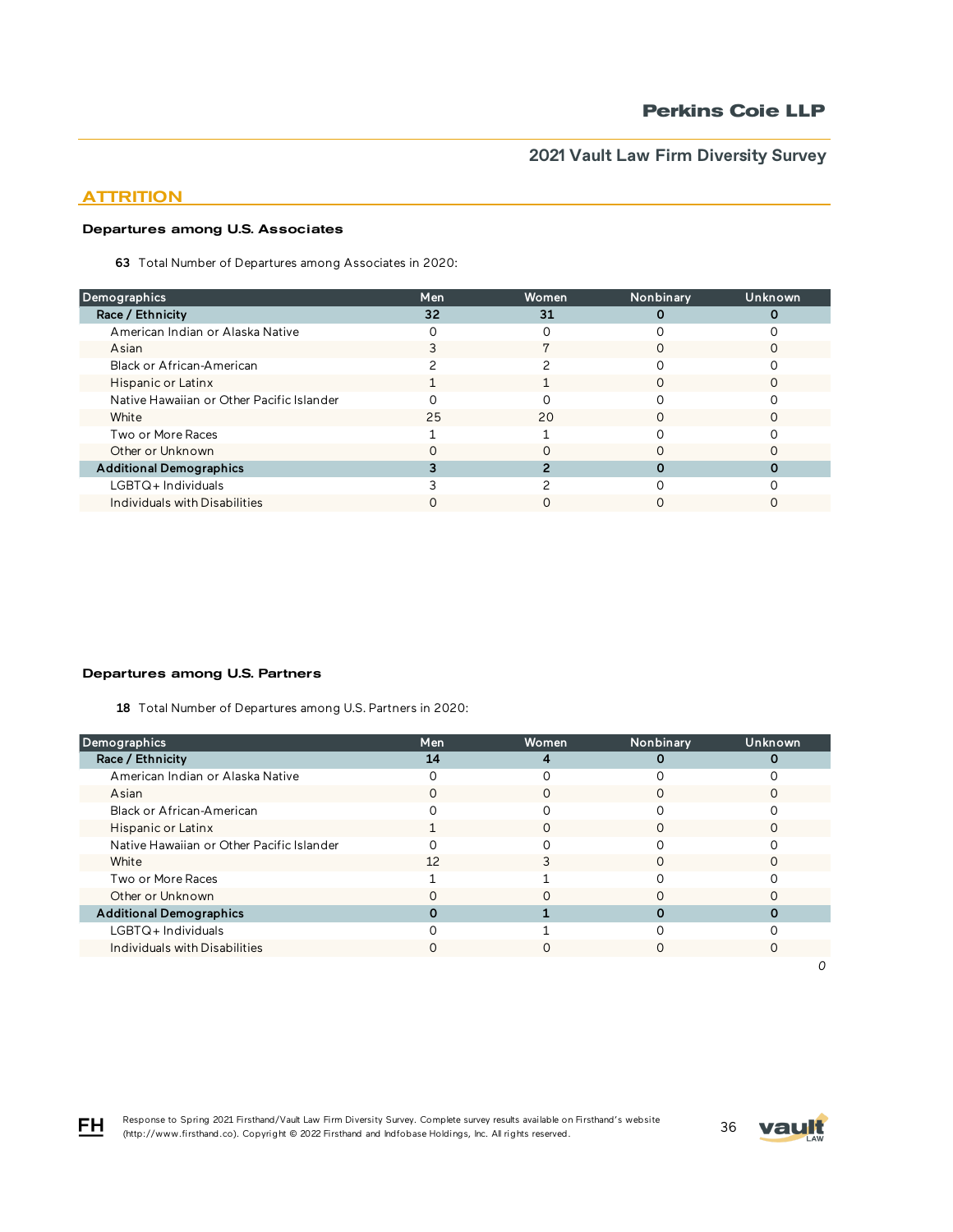## ATTRITION

### Departures among U.S. Associates

**63** Total Number of Departures among Associates in 2020:

| Demographics | Men | Women | Nonbinary | Unknown |
|---|---|---|---|---|
| **Race / Ethnicity** | **32** | **31** | **0** | **0** |
| American Indian or Alaska Native | 0 | 0 | 0 | 0 |
| Asian | 3 | 7 | 0 | 0 |
| Black or African-American | 2 | 2 | 0 | 0 |
| Hispanic or Latinx | 1 | 1 | 0 | 0 |
| Native Hawaiian or Other Pacific Islander | 0 | 0 | 0 | 0 |
| White | 25 | 20 | 0 | 0 |
| Two or More Races | 1 | 1 | 0 | 0 |
| Other or Unknown | 0 | 0 | 0 | 0 |
| **Additional Demographics** | **3** | **2** | **0** | **0** |
| LGBTQ+ Individuals | 3 | 2 | 0 | 0 |
| Individuals with Disabilities | 0 | 0 | 0 | 0 |

### Departures among U.S. Partners

**18** Total Number of Departures among U.S. Partners in 2020:

| Demographics | Men | Women | Nonbinary | Unknown |
|---|---|---|---|---|
| **Race / Ethnicity** | **14** | **4** | **0** | **0** |
| American Indian or Alaska Native | 0 | 0 | 0 | 0 |
| Asian | 0 | 0 | 0 | 0 |
| Black or African-American | 0 | 0 | 0 | 0 |
| Hispanic or Latinx | 1 | 0 | 0 | 0 |
| Native Hawaiian or Other Pacific Islander | 0 | 0 | 0 | 0 |
| White | 12 | 3 | 0 | 0 |
| Two or More Races | 1 | 1 | 0 | 0 |
| Other or Unknown | 0 | 0 | 0 | 0 |
| **Additional Demographics** | **0** | **1** | **0** | **0** |
| LGBTQ+ Individuals | 0 | 1 | 0 | 0 |
| Individuals with Disabilities | 0 | 0 | 0 | 0 |

*0*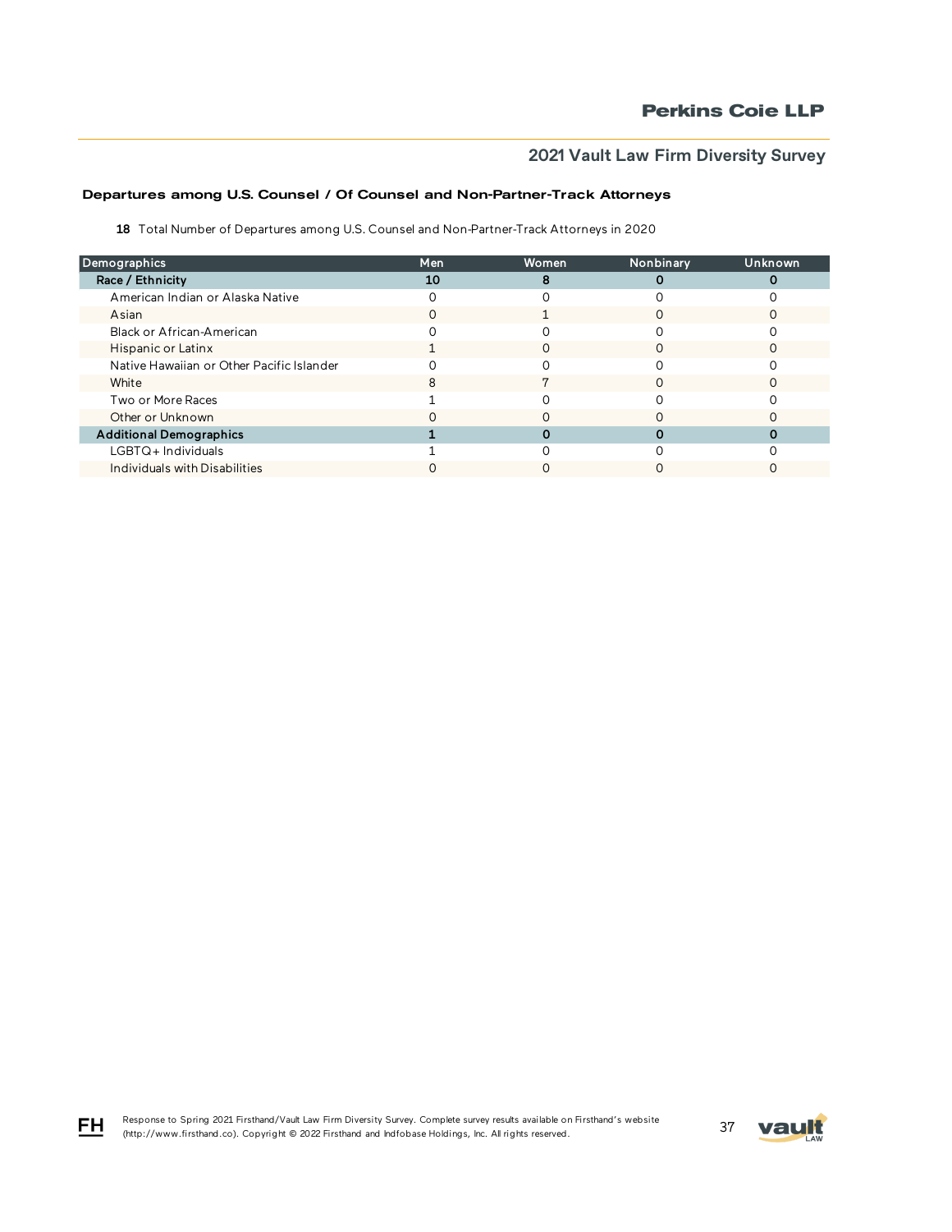## Departures among U.S. Counsel / Of Counsel and Non-Partner-Track Attorneys

**18** Total Number of Departures among U.S. Counsel and Non-Partner-Track Attorneys in 2020

| Demographics | Men | Women | Nonbinary | Unknown |
|---|---|---|---|---|
| **Race / Ethnicity** | **10** | **8** | **0** | **0** |
| American Indian or Alaska Native | 0 | 0 | 0 | 0 |
| Asian | 0 | 1 | 0 | 0 |
| Black or African-American | 0 | 0 | 0 | 0 |
| Hispanic or Latinx | 1 | 0 | 0 | 0 |
| Native Hawaiian or Other Pacific Islander | 0 | 0 | 0 | 0 |
| White | 8 | 7 | 0 | 0 |
| Two or More Races | 1 | 0 | 0 | 0 |
| Other or Unknown | 0 | 0 | 0 | 0 |
| **Additional Demographics** | **1** | **0** | **0** | **0** |
| LGBTQ+ Individuals | 1 | 0 | 0 | 0 |
| Individuals with Disabilities | 0 | 0 | 0 | 0 |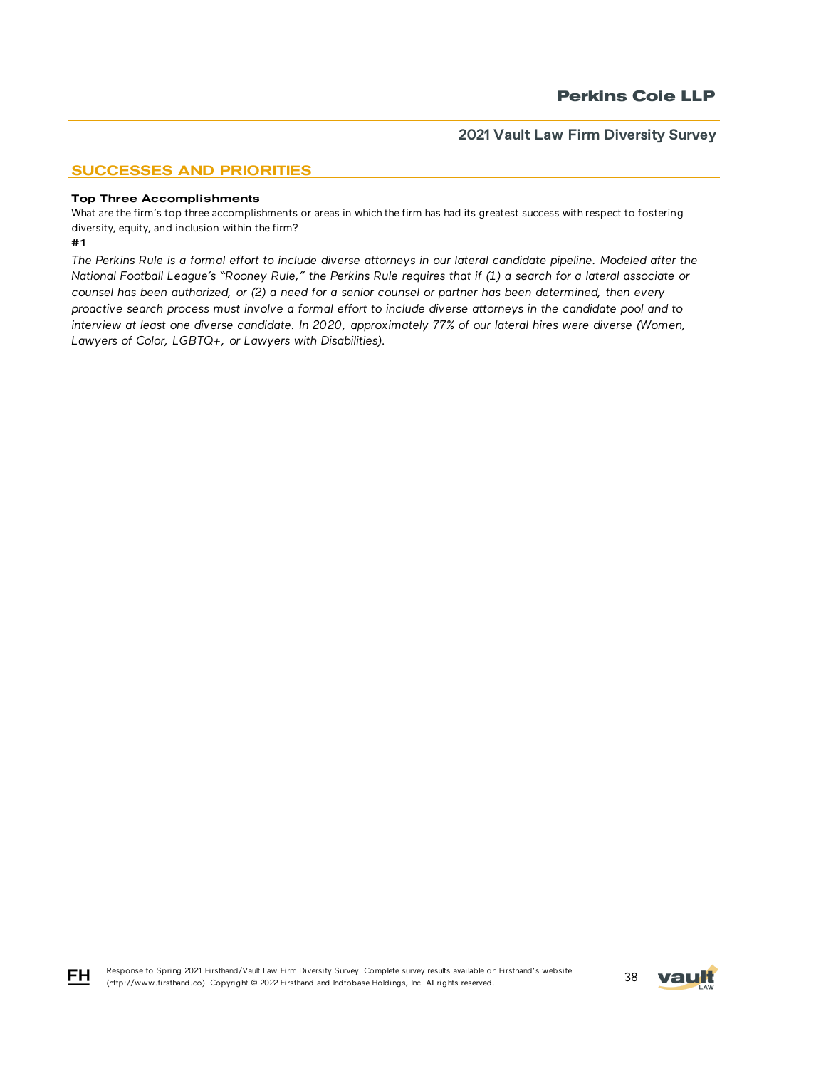## SUCCESSES AND PRIORITIES

**Top Three Accomplishments**

What are the firm's top three accomplishments or areas in which the firm has had its greatest success with respect to fostering diversity, equity, and inclusion within the firm?

**#1**

*The Perkins Rule is a formal effort to include diverse attorneys in our lateral candidate pipeline. Modeled after the National Football League's "Rooney Rule," the Perkins Rule requires that if (1) a search for a lateral associate or counsel has been authorized, or (2) a need for a senior counsel or partner has been determined, then every proactive search process must involve a formal effort to include diverse attorneys in the candidate pool and to interview at least one diverse candidate. In 2020, approximately 77% of our lateral hires were diverse (Women, Lawyers of Color, LGBTQ+, or Lawyers with Disabilities).*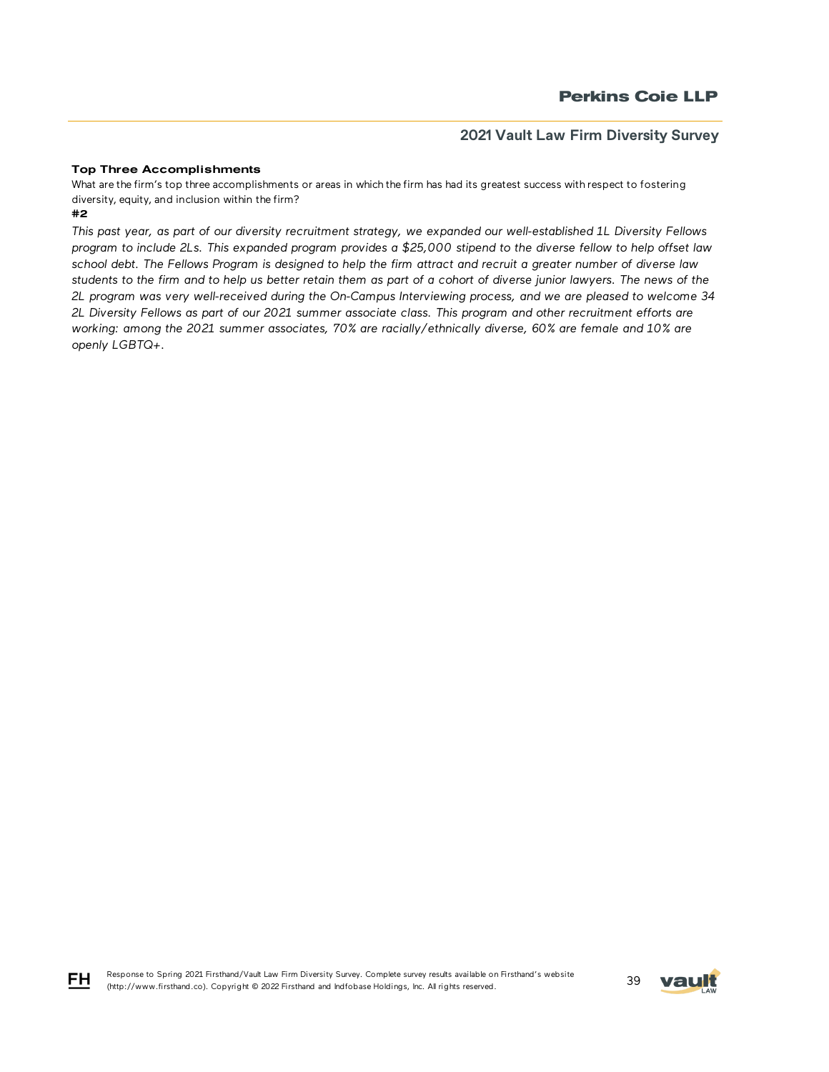**Top Three Accomplishments**

What are the firm's top three accomplishments or areas in which the firm has had its greatest success with respect to fostering diversity, equity, and inclusion within the firm?

**#2**

*This past year, as part of our diversity recruitment strategy, we expanded our well-established 1L Diversity Fellows program to include 2Ls. This expanded program provides a $25,000 stipend to the diverse fellow to help offset law school debt. The Fellows Program is designed to help the firm attract and recruit a greater number of diverse law students to the firm and to help us better retain them as part of a cohort of diverse junior lawyers. The news of the 2L program was very well-received during the On-Campus Interviewing process, and we are pleased to welcome 34 2L Diversity Fellows as part of our 2021 summer associate class. This program and other recruitment efforts are working: among the 2021 summer associates, 70% are racially/ethnically diverse, 60% are female and 10% are openly LGBTQ+.*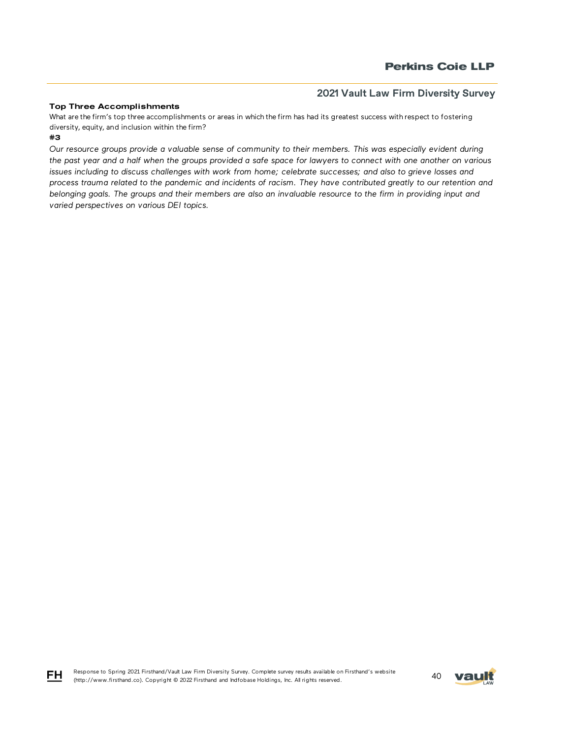### Top Three Accomplishments

What are the firm's top three accomplishments or areas in which the firm has had its greatest success with respect to fostering diversity, equity, and inclusion within the firm?

**#3**

*Our resource groups provide a valuable sense of community to their members. This was especially evident during the past year and a half when the groups provided a safe space for lawyers to connect with one another on various issues including to discuss challenges with work from home; celebrate successes; and also to grieve losses and process trauma related to the pandemic and incidents of racism. They have contributed greatly to our retention and belonging goals. The groups and their members are also an invaluable resource to the firm in providing input and varied perspectives on various DEI topics.*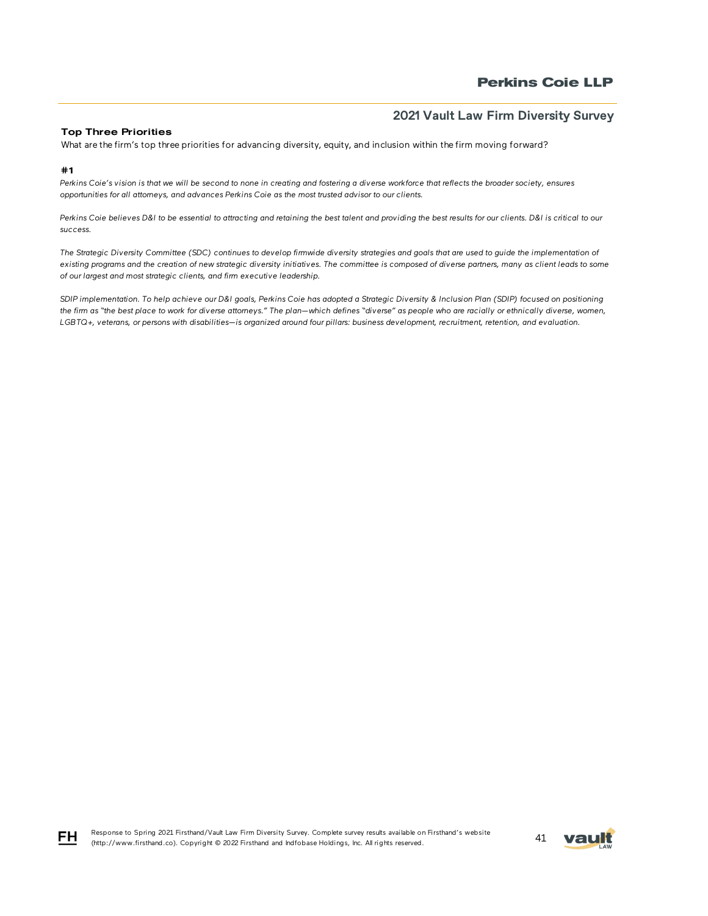### Top Three Priorities

What are the firm's top three priorities for advancing diversity, equity, and inclusion within the firm moving forward?

#### #1

*Perkins Coie's vision is that we will be second to none in creating and fostering a diverse workforce that reflects the broader society, ensures opportunities for all attorneys, and advances Perkins Coie as the most trusted advisor to our clients.*

*Perkins Coie believes D&I to be essential to attracting and retaining the best talent and providing the best results for our clients. D&I is critical to our success.*

*The Strategic Diversity Committee (SDC) continues to develop firmwide diversity strategies and goals that are used to guide the implementation of existing programs and the creation of new strategic diversity initiatives. The committee is composed of diverse partners, many as client leads to some of our largest and most strategic clients, and firm executive leadership.*

*SDIP implementation. To help achieve our D&I goals, Perkins Coie has adopted a Strategic Diversity & Inclusion Plan (SDIP) focused on positioning the firm as "the best place to work for diverse attorneys." The plan—which defines "diverse" as people who are racially or ethnically diverse, women, LGBTQ+, veterans, or persons with disabilities—is organized around four pillars: business development, recruitment, retention, and evaluation.*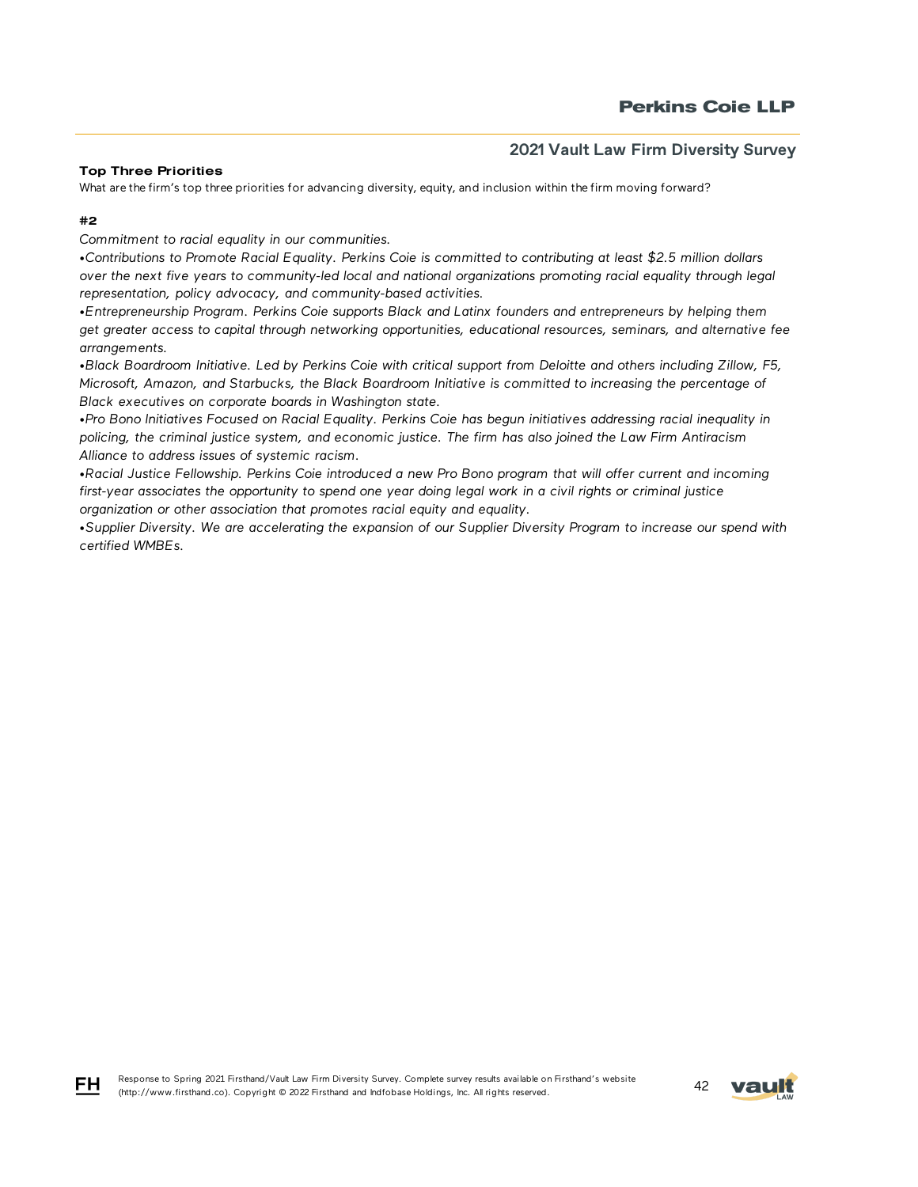### Top Three Priorities

What are the firm's top three priorities for advancing diversity, equity, and inclusion within the firm moving forward?

#### #2

*Commitment to racial equality in our communities.*

*•Contributions to Promote Racial Equality. Perkins Coie is committed to contributing at least $2.5 million dollars over the next five years to community-led local and national organizations promoting racial equality through legal representation, policy advocacy, and community-based activities.*

*•Entrepreneurship Program. Perkins Coie supports Black and Latinx founders and entrepreneurs by helping them get greater access to capital through networking opportunities, educational resources, seminars, and alternative fee arrangements.*

*•Black Boardroom Initiative. Led by Perkins Coie with critical support from Deloitte and others including Zillow, F5, Microsoft, Amazon, and Starbucks, the Black Boardroom Initiative is committed to increasing the percentage of Black executives on corporate boards in Washington state.*

*•Pro Bono Initiatives Focused on Racial Equality. Perkins Coie has begun initiatives addressing racial inequality in policing, the criminal justice system, and economic justice. The firm has also joined the Law Firm Antiracism Alliance to address issues of systemic racism.*

*•Racial Justice Fellowship. Perkins Coie introduced a new Pro Bono program that will offer current and incoming first-year associates the opportunity to spend one year doing legal work in a civil rights or criminal justice organization or other association that promotes racial equity and equality.*

*•Supplier Diversity. We are accelerating the expansion of our Supplier Diversity Program to increase our spend with certified WMBEs.*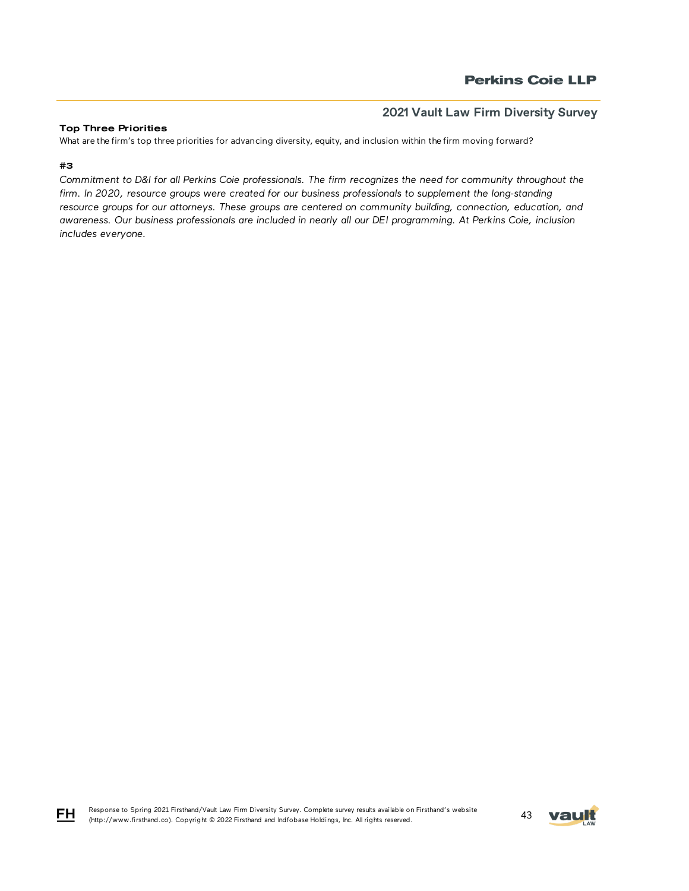### Top Three Priorities

What are the firm's top three priorities for advancing diversity, equity, and inclusion within the firm moving forward?

#### #3

*Commitment to D&I for all Perkins Coie professionals. The firm recognizes the need for community throughout the firm. In 2020, resource groups were created for our business professionals to supplement the long-standing resource groups for our attorneys. These groups are centered on community building, connection, education, and awareness. Our business professionals are included in nearly all our DEI programming. At Perkins Coie, inclusion includes everyone.*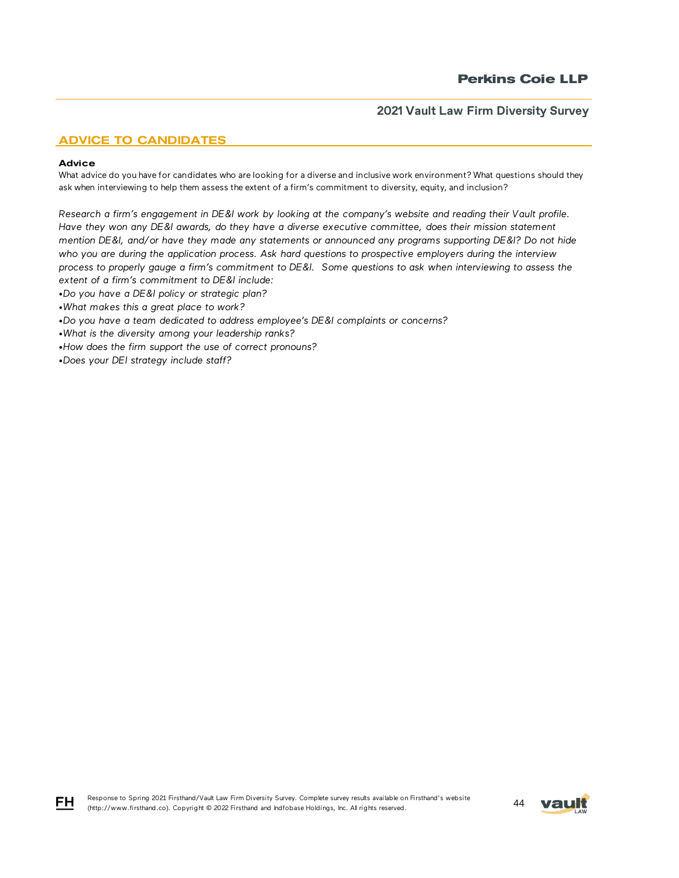## ADVICE TO CANDIDATES

**Advice**

What advice do you have for candidates who are looking for a diverse and inclusive work environment? What questions should they ask when interviewing to help them assess the extent of a firm's commitment to diversity, equity, and inclusion?

*Research a firm's engagement in DE&I work by looking at the company's website and reading their Vault profile. Have they won any DE&I awards, do they have a diverse executive committee, does their mission statement mention DE&I, and/or have they made any statements or announced any programs supporting DE&I? Do not hide who you are during the application process. Ask hard questions to prospective employers during the interview process to properly gauge a firm's commitment to DE&I. Some questions to ask when interviewing to assess the extent of a firm's commitment to DE&I include:*

- *Do you have a DE&I policy or strategic plan?*
- *What makes this a great place to work?*
- *Do you have a team dedicated to address employee's DE&I complaints or concerns?*
- *What is the diversity among your leadership ranks?*
- *How does the firm support the use of correct pronouns?*
- *Does your DEI strategy include staff?*